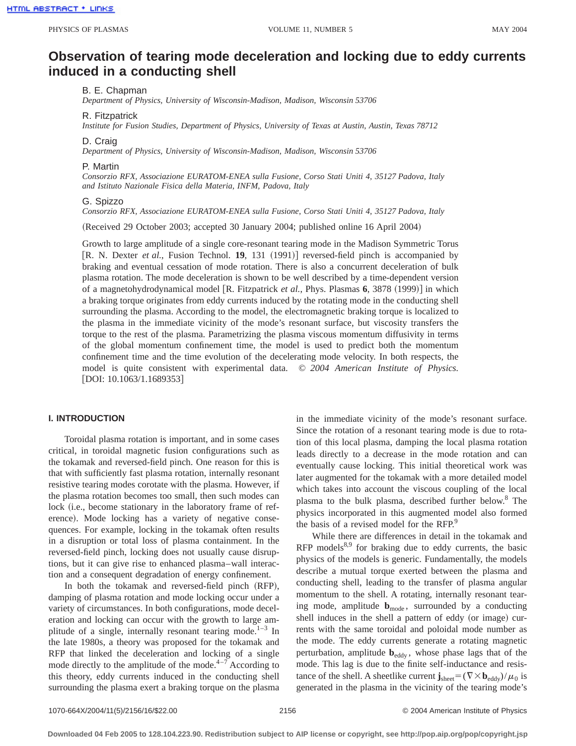# Observation of tearing mode deceleration and locking due to eddy currents induced in a conducting shell

B. E. Chapman
*Department of Physics, University of Wisconsin-Madison, Madison, Wisconsin 53706*

R. Fitzpatrick
*Institute for Fusion Studies, Department of Physics, University of Texas at Austin, Austin, Texas 78712*

D. Craig
*Department of Physics, University of Wisconsin-Madison, Madison, Wisconsin 53706*

P. Martin
*Consorzio RFX, Associazione EURATOM-ENEA sulla Fusione, Corso Stati Uniti 4, 35127 Padova, Italy and Istituto Nazionale Fisica della Materia, INFM, Padova, Italy*

G. Spizzo
*Consorzio RFX, Associazione EURATOM-ENEA sulla Fusione, Corso Stati Uniti 4, 35127 Padova, Italy*

(Received 29 October 2003; accepted 30 January 2004; published online 16 April 2004)

Growth to large amplitude of a single core-resonant tearing mode in the Madison Symmetric Torus [R. N. Dexter *et al.*, Fusion Technol. **19**, 131 (1991)] reversed-field pinch is accompanied by braking and eventual cessation of mode rotation. There is also a concurrent deceleration of bulk plasma rotation. The mode deceleration is shown to be well described by a time-dependent version of a magnetohydrodynamical model [R. Fitzpatrick *et al.*, Phys. Plasmas **6**, 3878 (1999)] in which a braking torque originates from eddy currents induced by the rotating mode in the conducting shell surrounding the plasma. According to the model, the electromagnetic braking torque is localized to the plasma in the immediate vicinity of the mode's resonant surface, but viscosity transfers the torque to the rest of the plasma. Parametrizing the plasma viscous momentum diffusivity in terms of the global momentum confinement time, the model is used to predict both the momentum confinement time and the time evolution of the decelerating mode velocity. In both respects, the model is quite consistent with experimental data. *© 2004 American Institute of Physics.* [DOI: 10.1063/1.1689353]

## I. INTRODUCTION

Toroidal plasma rotation is important, and in some cases critical, in toroidal magnetic fusion configurations such as the tokamak and reversed-field pinch. One reason for this is that with sufficiently fast plasma rotation, internally resonant resistive tearing modes corotate with the plasma. However, if the plasma rotation becomes too small, then such modes can lock (i.e., become stationary in the laboratory frame of reference). Mode locking has a variety of negative consequences. For example, locking in the tokamak often results in a disruption or total loss of plasma containment. In the reversed-field pinch, locking does not usually cause disruptions, but it can give rise to enhanced plasma–wall interaction and a consequent degradation of energy confinement.

In both the tokamak and reversed-field pinch (RFP), damping of plasma rotation and mode locking occur under a variety of circumstances. In both configurations, mode deceleration and locking can occur with the growth to large amplitude of a single, internally resonant tearing mode.[1–3] In the late 1980s, a theory was proposed for the tokamak and RFP that linked the deceleration and locking of a single mode directly to the amplitude of the mode.[4–7] According to this theory, eddy currents induced in the conducting shell surrounding the plasma exert a braking torque on the plasma in the immediate vicinity of the mode's resonant surface. Since the rotation of a resonant tearing mode is due to rotation of this local plasma, damping the local plasma rotation leads directly to a decrease in the mode rotation and can eventually cause locking. This initial theoretical work was later augmented for the tokamak with a more detailed model which takes into account the viscous coupling of the local plasma to the bulk plasma, described further below.[8] The physics incorporated in this augmented model also formed the basis of a revised model for the RFP.[9]

While there are differences in detail in the tokamak and RFP models[8,9] for braking due to eddy currents, the basic physics of the models is generic. Fundamentally, the models describe a mutual torque exerted between the plasma and conducting shell, leading to the transfer of plasma angular momentum to the shell. A rotating, internally resonant tearing mode, amplitude $\mathbf{b}_{\mathrm{mode}}$, surrounded by a conducting shell induces in the shell a pattern of eddy (or image) currents with the same toroidal and poloidal mode number as the mode. The eddy currents generate a rotating magnetic perturbation, amplitude $\mathbf{b}_{\mathrm{eddy}}$, whose phase lags that of the mode. This lag is due to the finite self-inductance and resistance of the shell. A sheetlike current $\mathbf{j}_{\mathrm{sheet}} = (\nabla \times \mathbf{b}_{\mathrm{eddy}})/\mu_0$ is generated in the plasma in the vicinity of the tearing mode's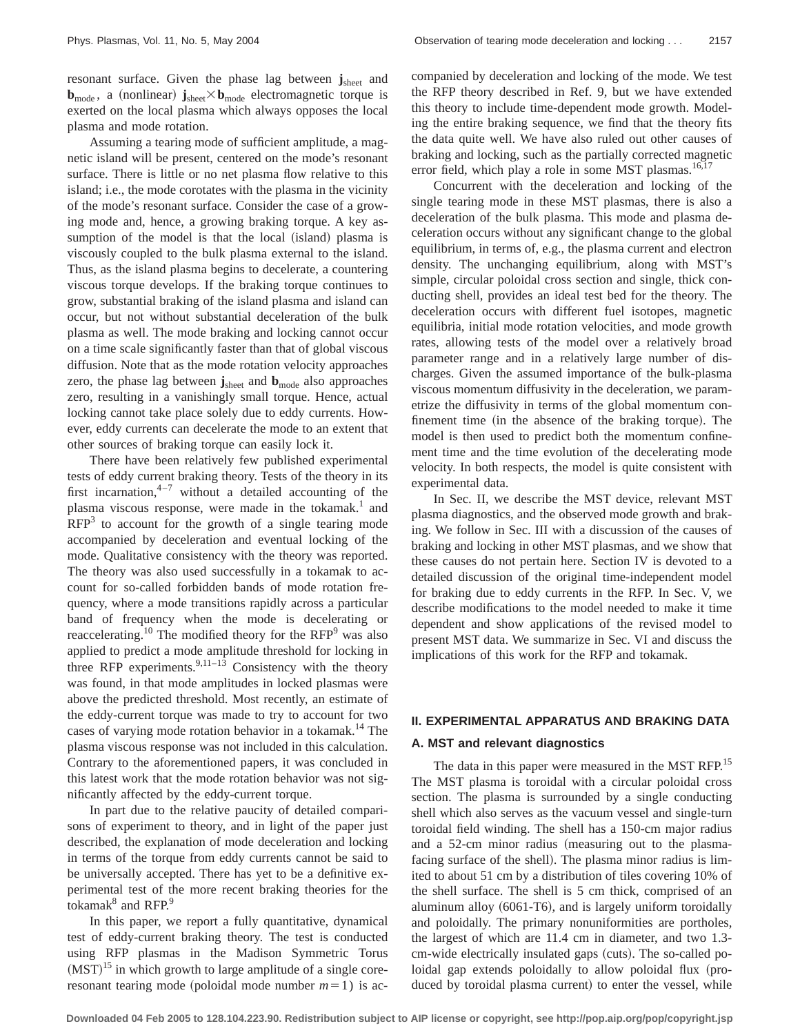resonant surface. Given the phase lag between $\mathbf{j}_{\text{sheet}}$ and $\mathbf{b}_{\text{mode}}$, a (nonlinear) $\mathbf{j}_{\text{sheet}} \times \mathbf{b}_{\text{mode}}$ electromagnetic torque is exerted on the local plasma which always opposes the local plasma and mode rotation.

Assuming a tearing mode of sufficient amplitude, a magnetic island will be present, centered on the mode's resonant surface. There is little or no net plasma flow relative to this island; i.e., the mode corotates with the plasma in the vicinity of the mode's resonant surface. Consider the case of a growing mode and, hence, a growing braking torque. A key assumption of the model is that the local (island) plasma is viscously coupled to the bulk plasma external to the island. Thus, as the island plasma begins to decelerate, a countering viscous torque develops. If the braking torque continues to grow, substantial braking of the island plasma and island can occur, but not without substantial deceleration of the bulk plasma as well. The mode braking and locking cannot occur on a time scale significantly faster than that of global viscous diffusion. Note that as the mode rotation velocity approaches zero, the phase lag between $\mathbf{j}_{\text{sheet}}$ and $\mathbf{b}_{\text{mode}}$ also approaches zero, resulting in a vanishingly small torque. Hence, actual locking cannot take place solely due to eddy currents. However, eddy currents can decelerate the mode to an extent that other sources of braking torque can easily lock it.

There have been relatively few published experimental tests of eddy current braking theory. Tests of the theory in its first incarnation,[4–7] without a detailed accounting of the plasma viscous response, were made in the tokamak.[1] and RFP[3] to account for the growth of a single tearing mode accompanied by deceleration and eventual locking of the mode. Qualitative consistency with the theory was reported. The theory was also used successfully in a tokamak to account for so-called forbidden bands of mode rotation frequency, where a mode transitions rapidly across a particular band of frequency when the mode is decelerating or reaccelerating.[10] The modified theory for the RFP[9] was also applied to predict a mode amplitude threshold for locking in three RFP experiments.[9,11–13] Consistency with the theory was found, in that mode amplitudes in locked plasmas were above the predicted threshold. Most recently, an estimate of the eddy-current torque was made to try to account for two cases of varying mode rotation behavior in a tokamak.[14] The plasma viscous response was not included in this calculation. Contrary to the aforementioned papers, it was concluded in this latest work that the mode rotation behavior was not significantly affected by the eddy-current torque.

In part due to the relative paucity of detailed comparisons of experiment to theory, and in light of the paper just described, the explanation of mode deceleration and locking in terms of the torque from eddy currents cannot be said to be universally accepted. There has yet to be a definitive experimental test of the more recent braking theories for the tokamak[8] and RFP.[9]

In this paper, we report a fully quantitative, dynamical test of eddy-current braking theory. The test is conducted using RFP plasmas in the Madison Symmetric Torus (MST)[15] in which growth to large amplitude of a single core-resonant tearing mode (poloidal mode number $m=1$) is accompanied by deceleration and locking of the mode. We test the RFP theory described in Ref. 9, but we have extended this theory to include time-dependent mode growth. Modeling the entire braking sequence, we find that the theory fits the data quite well. We have also ruled out other causes of braking and locking, such as the partially corrected magnetic error field, which play a role in some MST plasmas.[16,17]

Concurrent with the deceleration and locking of the single tearing mode in these MST plasmas, there is also a deceleration of the bulk plasma. This mode and plasma deceleration occurs without any significant change to the global equilibrium, in terms of, e.g., the plasma current and electron density. The unchanging equilibrium, along with MST's simple, circular poloidal cross section and single, thick conducting shell, provides an ideal test bed for the theory. The deceleration occurs with different fuel isotopes, magnetic equilibria, initial mode rotation velocities, and mode growth rates, allowing tests of the model over a relatively broad parameter range and in a relatively large number of discharges. Given the assumed importance of the bulk-plasma viscous momentum diffusivity in the deceleration, we parametrize the diffusivity in terms of the global momentum confinement time (in the absence of the braking torque). The model is then used to predict both the momentum confinement time and the time evolution of the decelerating mode velocity. In both respects, the model is quite consistent with experimental data.

In Sec. II, we describe the MST device, relevant MST plasma diagnostics, and the observed mode growth and braking. We follow in Sec. III with a discussion of the causes of braking and locking in other MST plasmas, and we show that these causes do not pertain here. Section IV is devoted to a detailed discussion of the original time-independent model for braking due to eddy currents in the RFP. In Sec. V, we describe modifications to the model needed to make it time dependent and show applications of the revised model to present MST data. We summarize in Sec. VI and discuss the implications of this work for the RFP and tokamak.

## II. EXPERIMENTAL APPARATUS AND BRAKING DATA

### A. MST and relevant diagnostics

The data in this paper were measured in the MST RFP.[15] The MST plasma is toroidal with a circular poloidal cross section. The plasma is surrounded by a single conducting shell which also serves as the vacuum vessel and single-turn toroidal field winding. The shell has a 150-cm major radius and a 52-cm minor radius (measuring out to the plasma-facing surface of the shell). The plasma minor radius is limited to about 51 cm by a distribution of tiles covering 10% of the shell surface. The shell is 5 cm thick, comprised of an aluminum alloy (6061-T6), and is largely uniform toroidally and poloidally. The primary nonuniformities are portholes, the largest of which are 11.4 cm in diameter, and two 1.3-cm-wide electrically insulated gaps (cuts). The so-called poloidal gap extends poloidally to allow poloidal flux (produced by toroidal plasma current) to enter the vessel, while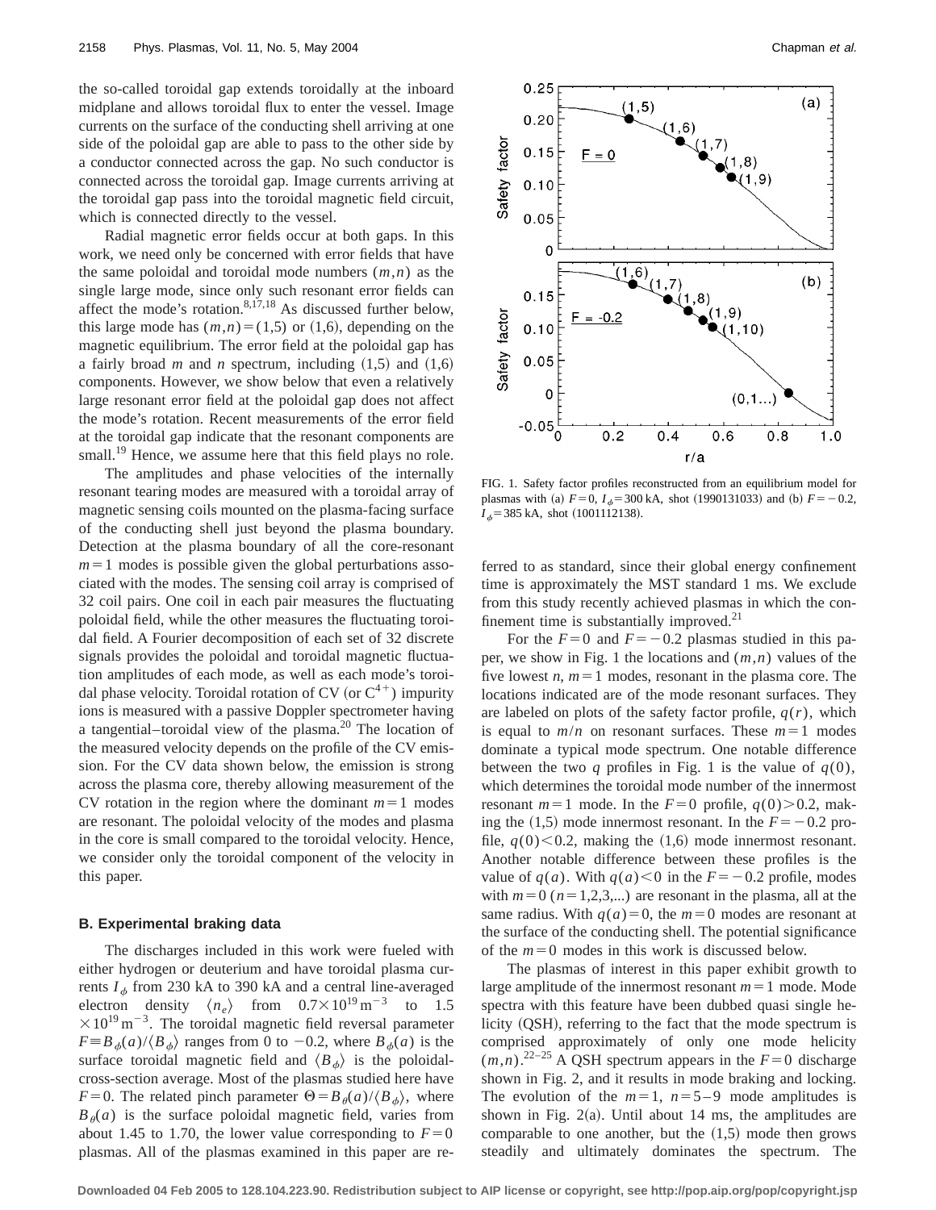the so-called toroidal gap extends toroidally at the inboard midplane and allows toroidal flux to enter the vessel. Image currents on the surface of the conducting shell arriving at one side of the poloidal gap are able to pass to the other side by a conductor connected across the gap. No such conductor is connected across the toroidal gap. Image currents arriving at the toroidal gap pass into the toroidal magnetic field circuit, which is connected directly to the vessel.

Radial magnetic error fields occur at both gaps. In this work, we need only be concerned with error fields that have the same poloidal and toroidal mode numbers $(m,n)$ as the single large mode, since only such resonant error fields can affect the mode's rotation.[8,17,18] As discussed further below, this large mode has $(m,n)=(1,5)$ or $(1,6)$, depending on the magnetic equilibrium. The error field at the poloidal gap has a fairly broad $m$ and $n$ spectrum, including $(1,5)$ and $(1,6)$ components. However, we show below that even a relatively large resonant error field at the poloidal gap does not affect the mode's rotation. Recent measurements of the error field at the toroidal gap indicate that the resonant components are small.[19] Hence, we assume here that this field plays no role.

The amplitudes and phase velocities of the internally resonant tearing modes are measured with a toroidal array of magnetic sensing coils mounted on the plasma-facing surface of the conducting shell just beyond the plasma boundary. Detection at the plasma boundary of all the core-resonant $m=1$ modes is possible given the global perturbations associated with the modes. The sensing coil array is comprised of 32 coil pairs. One coil in each pair measures the fluctuating poloidal field, while the other measures the fluctuating toroidal field. A Fourier decomposition of each set of 32 discrete signals provides the poloidal and toroidal magnetic fluctuation amplitudes of each mode, as well as each mode's toroidal phase velocity. Toroidal rotation of CV (or $C^{4+}$) impurity ions is measured with a passive Doppler spectrometer having a tangential–toroidal view of the plasma.[20] The location of the measured velocity depends on the profile of the CV emission. For the CV data shown below, the emission is strong across the plasma core, thereby allowing measurement of the CV rotation in the region where the dominant $m=1$ modes are resonant. The poloidal velocity of the modes and plasma in the core is small compared to the toroidal velocity. Hence, we consider only the toroidal component of the velocity in this paper.

### B. Experimental braking data

The discharges included in this work were fueled with either hydrogen or deuterium and have toroidal plasma currents $I_\phi$ from 230 kA to 390 kA and a central line-averaged electron density $\langle n_e \rangle$ from $0.7\times10^{19}\,\mathrm{m}^{-3}$ to $1.5\times10^{19}\,\mathrm{m}^{-3}$. The toroidal magnetic field reversal parameter $F\equiv B_\phi(a)/\langle B_\phi\rangle$ ranges from 0 to $-0.2$, where $B_\phi(a)$ is the surface toroidal magnetic field and $\langle B_\phi\rangle$ is the poloidal-cross-section average. Most of the plasmas studied here have $F=0$. The related pinch parameter $\Theta=B_\theta(a)/\langle B_\phi\rangle$, where $B_\theta(a)$ is the surface poloidal magnetic field, varies from about 1.45 to 1.70, the lower value corresponding to $F=0$ plasmas. All of the plasmas examined in this paper are referred to as standard, since their global energy confinement time is approximately the MST standard 1 ms. We exclude from this study recently achieved plasmas in which the confinement time is substantially improved.[21]

FIG. 1. Safety factor profiles reconstructed from an equilibrium model for plasmas with (a) $F=0$, $I_\phi=300$ kA, shot (1990131033) and (b) $F=-0.2$, $I_\phi=385$ kA, shot (1001112138).

For the $F=0$ and $F=-0.2$ plasmas studied in this paper, we show in Fig. 1 the locations and $(m,n)$ values of the five lowest $n$, $m=1$ modes, resonant in the plasma core. The locations indicated are of the mode resonant surfaces. They are labeled on plots of the safety factor profile, $q(r)$, which is equal to $m/n$ on resonant surfaces. These $m=1$ modes dominate a typical mode spectrum. One notable difference between the two $q$ profiles in Fig. 1 is the value of $q(0)$, which determines the toroidal mode number of the innermost resonant $m=1$ mode. In the $F=0$ profile, $q(0)>0.2$, making the $(1,5)$ mode innermost resonant. In the $F=-0.2$ profile, $q(0)<0.2$, making the $(1,6)$ mode innermost resonant. Another notable difference between these profiles is the value of $q(a)$. With $q(a)<0$ in the $F=-0.2$ profile, modes with $m=0$ $(n=1,2,3,...)$ are resonant in the plasma, all at the same radius. With $q(a)=0$, the $m=0$ modes are resonant at the surface of the conducting shell. The potential significance of the $m=0$ modes in this work is discussed below.

The plasmas of interest in this paper exhibit growth to large amplitude of the innermost resonant $m=1$ mode. Mode spectra with this feature have been dubbed quasi single helicity (QSH), referring to the fact that the mode spectrum is comprised approximately of only one mode helicity $(m,n)$.[22–25] A QSH spectrum appears in the $F=0$ discharge shown in Fig. 2, and it results in mode braking and locking. The evolution of the $m=1$, $n=5$–9 mode amplitudes is shown in Fig. 2(a). Until about 14 ms, the amplitudes are comparable to one another, but the $(1,5)$ mode then grows steadily and ultimately dominates the spectrum. The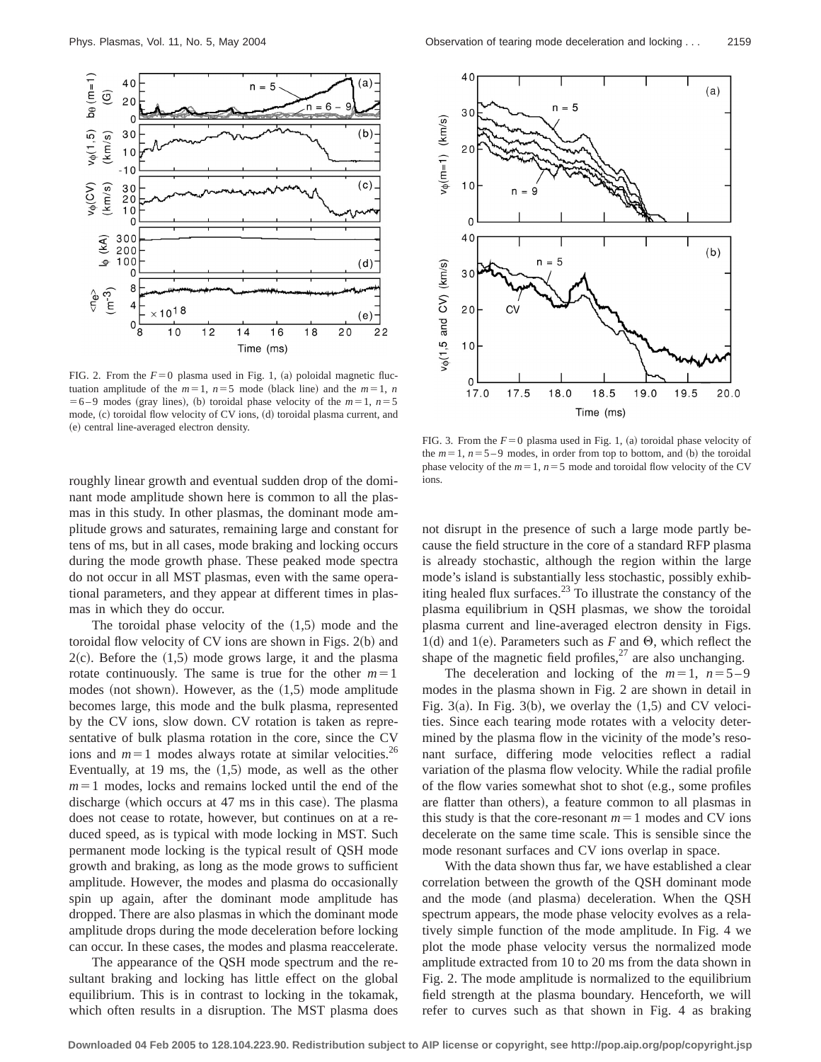FIG. 2. From the $F=0$ plasma used in Fig. 1, (a) poloidal magnetic fluctuation amplitude of the $m=1$, $n=5$ mode (black line) and the $m=1$, $n=6$–9 modes (gray lines), (b) toroidal phase velocity of the $m=1$, $n=5$ mode, (c) toroidal flow velocity of CV ions, (d) toroidal plasma current, and (e) central line-averaged electron density.

roughly linear growth and eventual sudden drop of the dominant mode amplitude shown here is common to all the plasmas in this study. In other plasmas, the dominant mode amplitude grows and saturates, remaining large and constant for tens of ms, but in all cases, mode braking and locking occurs during the mode growth phase. These peaked mode spectra do not occur in all MST plasmas, even with the same operational parameters, and they appear at different times in plasmas in which they do occur.

The toroidal phase velocity of the (1,5) mode and the toroidal flow velocity of CV ions are shown in Figs. 2(b) and 2(c). Before the (1,5) mode grows large, it and the plasma rotate continuously. The same is true for the other $m=1$ modes (not shown). However, as the (1,5) mode amplitude becomes large, this mode and the bulk plasma, represented by the CV ions, slow down. CV rotation is taken as representative of bulk plasma rotation in the core, since the CV ions and $m=1$ modes always rotate at similar velocities.[26] Eventually, at 19 ms, the (1,5) mode, as well as the other $m=1$ modes, locks and remains locked until the end of the discharge (which occurs at 47 ms in this case). The plasma does not cease to rotate, however, but continues on at a reduced speed, as is typical with mode locking in MST. Such permanent mode locking is the typical result of QSH mode growth and braking, as long as the mode grows to sufficient amplitude. However, the modes and plasma do occasionally spin up again, after the dominant mode amplitude has dropped. There are also plasmas in which the dominant mode amplitude drops during the mode deceleration before locking can occur. In these cases, the modes and plasma reaccelerate.

The appearance of the QSH mode spectrum and the resultant braking and locking has little effect on the global equilibrium. This is in contrast to locking in the tokamak, which often results in a disruption. The MST plasma does

FIG. 3. From the $F=0$ plasma used in Fig. 1, (a) toroidal phase velocity of the $m=1$, $n=5$–9 modes, in order from top to bottom, and (b) the toroidal phase velocity of the $m=1$, $n=5$ mode and toroidal flow velocity of the CV ions.

not disrupt in the presence of such a large mode partly because the field structure in the core of a standard RFP plasma is already stochastic, although the region within the large mode's island is substantially less stochastic, possibly exhibiting healed flux surfaces.[23] To illustrate the constancy of the plasma equilibrium in QSH plasmas, we show the toroidal plasma current and line-averaged electron density in Figs. 1(d) and 1(e). Parameters such as $F$ and $\Theta$, which reflect the shape of the magnetic field profiles,[27] are also unchanging.

The deceleration and locking of the $m=1$, $n=5$–9 modes in the plasma shown in Fig. 2 are shown in detail in Fig. 3(a). In Fig. 3(b), we overlay the (1,5) and CV velocities. Since each tearing mode rotates with a velocity determined by the plasma flow in the vicinity of the mode's resonant surface, differing mode velocities reflect a radial variation of the plasma flow velocity. While the radial profile of the flow varies somewhat shot to shot (e.g., some profiles are flatter than others), a feature common to all plasmas in this study is that the core-resonant $m=1$ modes and CV ions decelerate on the same time scale. This is sensible since the mode resonant surfaces and CV ions overlap in space.

With the data shown thus far, we have established a clear correlation between the growth of the QSH dominant mode and the mode (and plasma) deceleration. When the QSH spectrum appears, the mode phase velocity evolves as a relatively simple function of the mode amplitude. In Fig. 4 we plot the mode phase velocity versus the normalized mode amplitude extracted from 10 to 20 ms from the data shown in Fig. 2. The mode amplitude is normalized to the equilibrium field strength at the plasma boundary. Henceforth, we will refer to curves such as that shown in Fig. 4 as braking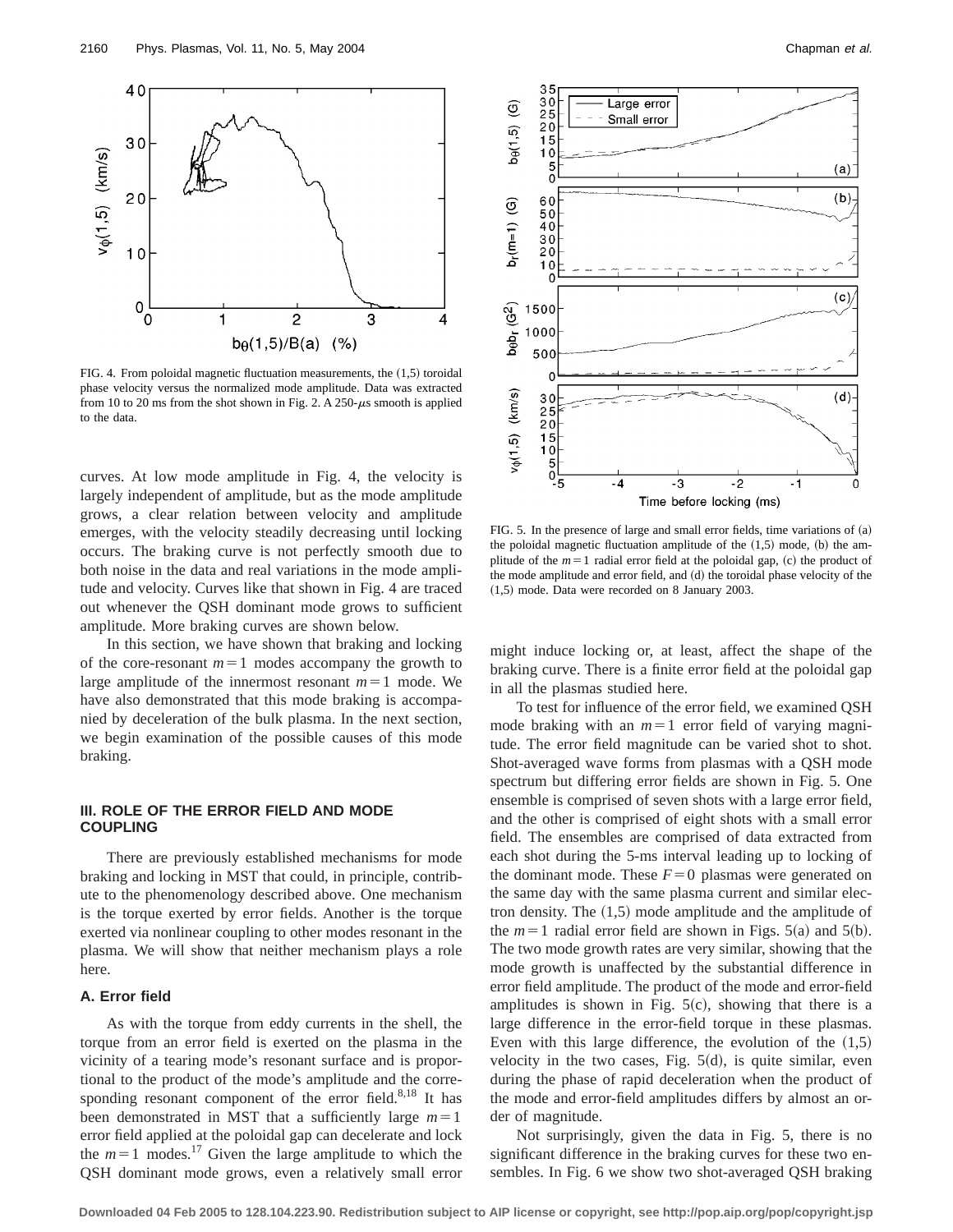FIG. 4. From poloidal magnetic fluctuation measurements, the (1,5) toroidal phase velocity versus the normalized mode amplitude. Data was extracted from 10 to 20 ms from the shot shown in Fig. 2. A 250-$\mu$s smooth is applied to the data.

curves. At low mode amplitude in Fig. 4, the velocity is largely independent of amplitude, but as the mode amplitude grows, a clear relation between velocity and amplitude emerges, with the velocity steadily decreasing until locking occurs. The braking curve is not perfectly smooth due to both noise in the data and real variations in the mode amplitude and velocity. Curves like that shown in Fig. 4 are traced out whenever the QSH dominant mode grows to sufficient amplitude. More braking curves are shown below.

In this section, we have shown that braking and locking of the core-resonant $m=1$ modes accompany the growth to large amplitude of the innermost resonant $m=1$ mode. We have also demonstrated that this mode braking is accompanied by deceleration of the bulk plasma. In the next section, we begin examination of the possible causes of this mode braking.

## III. ROLE OF THE ERROR FIELD AND MODE COUPLING

There are previously established mechanisms for mode braking and locking in MST that could, in principle, contribute to the phenomenology described above. One mechanism is the torque exerted by error fields. Another is the torque exerted via nonlinear coupling to other modes resonant in the plasma. We will show that neither mechanism plays a role here.

### A. Error field

As with the torque from eddy currents in the shell, the torque from an error field is exerted on the plasma in the vicinity of a tearing mode's resonant surface and is proportional to the product of the mode's amplitude and the corresponding resonant component of the error field.[8,18] It has been demonstrated in MST that a sufficiently large $m=1$ error field applied at the poloidal gap can decelerate and lock the $m=1$ modes.[17] Given the large amplitude to which the QSH dominant mode grows, even a relatively small error might induce locking or, at least, affect the shape of the braking curve. There is a finite error field at the poloidal gap in all the plasmas studied here.

FIG. 5. In the presence of large and small error fields, time variations of (a) the poloidal magnetic fluctuation amplitude of the (1,5) mode, (b) the amplitude of the $m=1$ radial error field at the poloidal gap, (c) the product of the mode amplitude and error field, and (d) the toroidal phase velocity of the (1,5) mode. Data were recorded on 8 January 2003.

To test for influence of the error field, we examined QSH mode braking with an $m=1$ error field of varying magnitude. The error field magnitude can be varied shot to shot. Shot-averaged wave forms from plasmas with a QSH mode spectrum but differing error fields are shown in Fig. 5. One ensemble is comprised of seven shots with a large error field, and the other is comprised of eight shots with a small error field. The ensembles are comprised of data extracted from each shot during the 5-ms interval leading up to locking of the dominant mode. These $F=0$ plasmas were generated on the same day with the same plasma current and similar electron density. The (1,5) mode amplitude and the amplitude of the $m=1$ radial error field are shown in Figs. 5(a) and 5(b). The two mode growth rates are very similar, showing that the mode growth is unaffected by the substantial difference in error field amplitude. The product of the mode and error-field amplitudes is shown in Fig. 5(c), showing that there is a large difference in the error-field torque in these plasmas. Even with this large difference, the evolution of the (1,5) velocity in the two cases, Fig. 5(d), is quite similar, even during the phase of rapid deceleration when the product of the mode and error-field amplitudes differs by almost an order of magnitude.

Not surprisingly, given the data in Fig. 5, there is no significant difference in the braking curves for these two ensembles. In Fig. 6 we show two shot-averaged QSH braking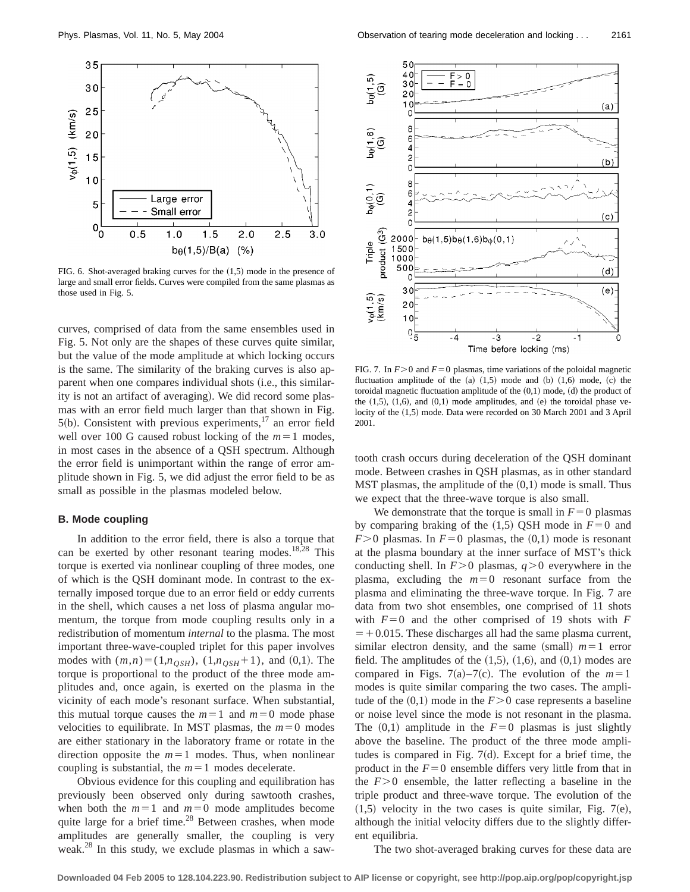FIG. 6. Shot-averaged braking curves for the (1,5) mode in the presence of large and small error fields. Curves were compiled from the same plasmas as those used in Fig. 5.

curves, comprised of data from the same ensembles used in Fig. 5. Not only are the shapes of these curves quite similar, but the value of the mode amplitude at which locking occurs is the same. The similarity of the braking curves is also apparent when one compares individual shots (i.e., this similarity is not an artifact of averaging). We did record some plasmas with an error field much larger than that shown in Fig. 5(b). Consistent with previous experiments,[17] an error field well over 100 G caused robust locking of the $m=1$ modes, in most cases in the absence of a QSH spectrum. Although the error field is unimportant within the range of error amplitude shown in Fig. 5, we did adjust the error field to be as small as possible in the plasmas modeled below.

### B. Mode coupling

In addition to the error field, there is also a torque that can be exerted by other resonant tearing modes.[18,28] This torque is exerted via nonlinear coupling of three modes, one of which is the QSH dominant mode. In contrast to the externally imposed torque due to an error field or eddy currents in the shell, which causes a net loss of plasma angular momentum, the torque from mode coupling results only in a redistribution of momentum *internal* to the plasma. The most important three-wave-coupled triplet for this paper involves modes with $(m,n)=(1,n_{QSH})$, $(1,n_{QSH}+1)$, and (0,1). The torque is proportional to the product of the three mode amplitudes and, once again, is exerted on the plasma in the vicinity of each mode's resonant surface. When substantial, this mutual torque causes the $m=1$ and $m=0$ mode phase velocities to equilibrate. In MST plasmas, the $m=0$ modes are either stationary in the laboratory frame or rotate in the direction opposite the $m=1$ modes. Thus, when nonlinear coupling is substantial, the $m=1$ modes decelerate.

Obvious evidence for this coupling and equilibration has previously been observed only during sawtooth crashes, when both the $m=1$ and $m=0$ mode amplitudes become quite large for a brief time.[28] Between crashes, when mode amplitudes are generally smaller, the coupling is very weak.[28] In this study, we exclude plasmas in which a sawtooth crash occurs during deceleration of the QSH dominant mode. Between crashes in QSH plasmas, as in other standard MST plasmas, the amplitude of the (0,1) mode is small. Thus we expect that the three-wave torque is also small.

FIG. 7. In $F>0$ and $F=0$ plasmas, time variations of the poloidal magnetic fluctuation amplitude of the (a) (1,5) mode and (b) (1,6) mode, (c) the toroidal magnetic fluctuation amplitude of the (0,1) mode, (d) the product of the (1,5), (1,6), and (0,1) mode amplitudes, and (e) the toroidal phase velocity of the (1,5) mode. Data were recorded on 30 March 2001 and 3 April 2001.

We demonstrate that the torque is small in $F=0$ plasmas by comparing braking of the (1,5) QSH mode in $F=0$ and $F>0$ plasmas. In $F=0$ plasmas, the (0,1) mode is resonant at the plasma boundary at the inner surface of MST's thick conducting shell. In $F>0$ plasmas, $q>0$ everywhere in the plasma, excluding the $m=0$ resonant surface from the plasma and eliminating the three-wave torque. In Fig. 7 are data from two shot ensembles, one comprised of 11 shots with $F=0$ and the other comprised of 19 shots with $F=+0.015$. These discharges all had the same plasma current, similar electron density, and the same (small) $m=1$ error field. The amplitudes of the (1,5), (1,6), and (0,1) modes are compared in Figs. 7(a)–7(c). The evolution of the $m=1$ modes is quite similar comparing the two cases. The amplitude of the (0,1) mode in the $F>0$ case represents a baseline or noise level since the mode is not resonant in the plasma. The (0,1) amplitude in the $F=0$ plasmas is just slightly above the baseline. The product of the three mode amplitudes is compared in Fig. 7(d). Except for a brief time, the product in the $F=0$ ensemble differs very little from that in the $F>0$ ensemble, the latter reflecting a baseline in the triple product and three-wave torque. The evolution of the (1,5) velocity in the two cases is quite similar, Fig. 7(e), although the initial velocity differs due to the slightly different equilibria.

The two shot-averaged braking curves for these data are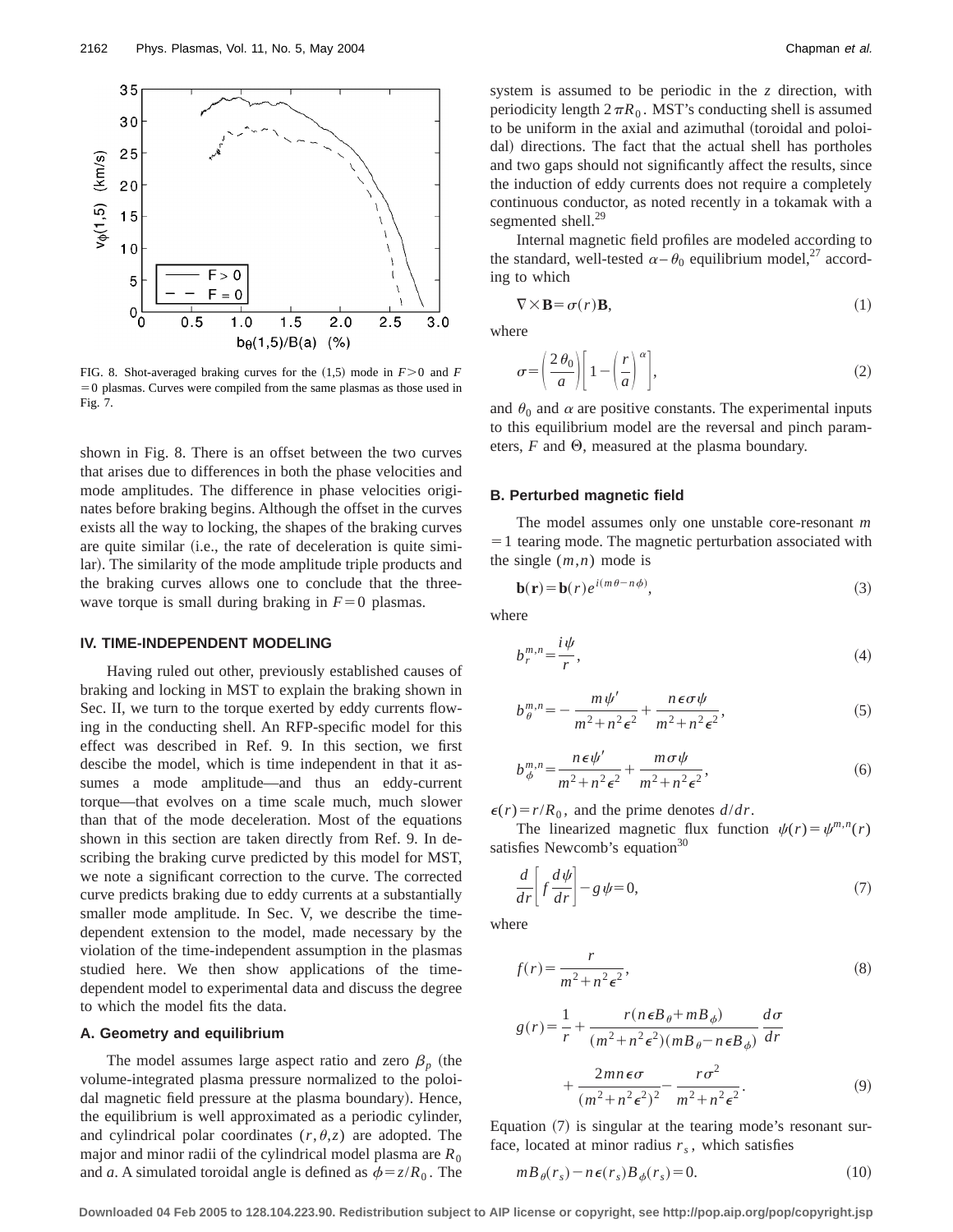FIG. 8. Shot-averaged braking curves for the (1,5) mode in $F>0$ and $F=0$ plasmas. Curves were compiled from the same plasmas as those used in Fig. 7.

shown in Fig. 8. There is an offset between the two curves that arises due to differences in both the phase velocities and mode amplitudes. The difference in phase velocities originates before braking begins. Although the offset in the curves exists all the way to locking, the shapes of the braking curves are quite similar (i.e., the rate of deceleration is quite similar). The similarity of the mode amplitude triple products and the braking curves allows one to conclude that the three-wave torque is small during braking in $F=0$ plasmas.

## IV. TIME-INDEPENDENT MODELING

Having ruled out other, previously established causes of braking and locking in MST to explain the braking shown in Sec. II, we turn to the torque exerted by eddy currents flowing in the conducting shell. An RFP-specific model for this effect was described in Ref. 9. In this section, we first descibe the model, which is time independent in that it assumes a mode amplitude—and thus an eddy-current torque—that evolves on a time scale much, much slower than that of the mode deceleration. Most of the equations shown in this section are taken directly from Ref. 9. In describing the braking curve predicted by this model for MST, we note a significant correction to the curve. The corrected curve predicts braking due to eddy currents at a substantially smaller mode amplitude. In Sec. V, we describe the time-dependent extension to the model, made necessary by the violation of the time-independent assumption in the plasmas studied here. We then show applications of the time-dependent model to experimental data and discuss the degree to which the model fits the data.

### A. Geometry and equilibrium

The model assumes large aspect ratio and zero $\beta_p$ (the volume-integrated plasma pressure normalized to the poloidal magnetic field pressure at the plasma boundary). Hence, the equilibrium is well approximated as a periodic cylinder, and cylindrical polar coordinates $(r,\theta,z)$ are adopted. The major and minor radii of the cylindrical model plasma are $R_0$ and $a$. A simulated toroidal angle is defined as $\phi=z/R_0$. The system is assumed to be periodic in the $z$ direction, with periodicity length $2\pi R_0$. MST's conducting shell is assumed to be uniform in the axial and azimuthal (toroidal and poloidal) directions. The fact that the actual shell has portholes and two gaps should not significantly affect the results, since the induction of eddy currents does not require a completely continuous conductor, as noted recently in a tokamak with a segmented shell.[29]

Internal magnetic field profiles are modeled according to the standard, well-tested $\alpha-\theta_0$ equilibrium model,[27] according to which

$$\nabla\times\mathbf{B}=\sigma(r)\mathbf{B}, \tag{1}$$

where

$$\sigma=\left(\frac{2\theta_0}{a}\right)\left[1-\left(\frac{r}{a}\right)^{\alpha}\right], \tag{2}$$

and $\theta_0$ and $\alpha$ are positive constants. The experimental inputs to this equilibrium model are the reversal and pinch parameters, $F$ and $\Theta$, measured at the plasma boundary.

### B. Perturbed magnetic field

The model assumes only one unstable core-resonant $m=1$ tearing mode. The magnetic perturbation associated with the single $(m,n)$ mode is

$$\mathbf{b}(\mathbf{r})=\mathbf{b}(r)e^{i(m\theta-n\phi)}, \tag{3}$$

where

$$b_r^{m,n}=\frac{i\psi}{r}, \tag{4}$$

$$b_\theta^{m,n}=-\frac{m\psi'}{m^2+n^2\epsilon^2}+\frac{n\epsilon\sigma\psi}{m^2+n^2\epsilon^2}, \tag{5}$$

$$b_\phi^{m,n}=\frac{n\epsilon\psi'}{m^2+n^2\epsilon^2}+\frac{m\sigma\psi}{m^2+n^2\epsilon^2}, \tag{6}$$

$\epsilon(r)=r/R_0$, and the prime denotes $d/dr$.

The linearized magnetic flux function $\psi(r)=\psi^{m,n}(r)$ satisfies Newcomb's equation[30]

$$\frac{d}{dr}\left[f\frac{d\psi}{dr}\right]-g\psi=0, \tag{7}$$

where

$$f(r)=\frac{r}{m^2+n^2\epsilon^2}, \tag{8}$$

$$g(r)=\frac{1}{r}+\frac{r(n\epsilon B_\theta+mB_\phi)}{(m^2+n^2\epsilon^2)(mB_\theta-n\epsilon B_\phi)}\frac{d\sigma}{dr}+\frac{2mn\epsilon\sigma}{(m^2+n^2\epsilon^2)^2}-\frac{r\sigma^2}{m^2+n^2\epsilon^2}. \tag{9}$$

Equation (7) is singular at the tearing mode's resonant surface, located at minor radius $r_s$, which satisfies

$$mB_\theta(r_s)-n\epsilon(r_s)B_\phi(r_s)=0. \tag{10}$$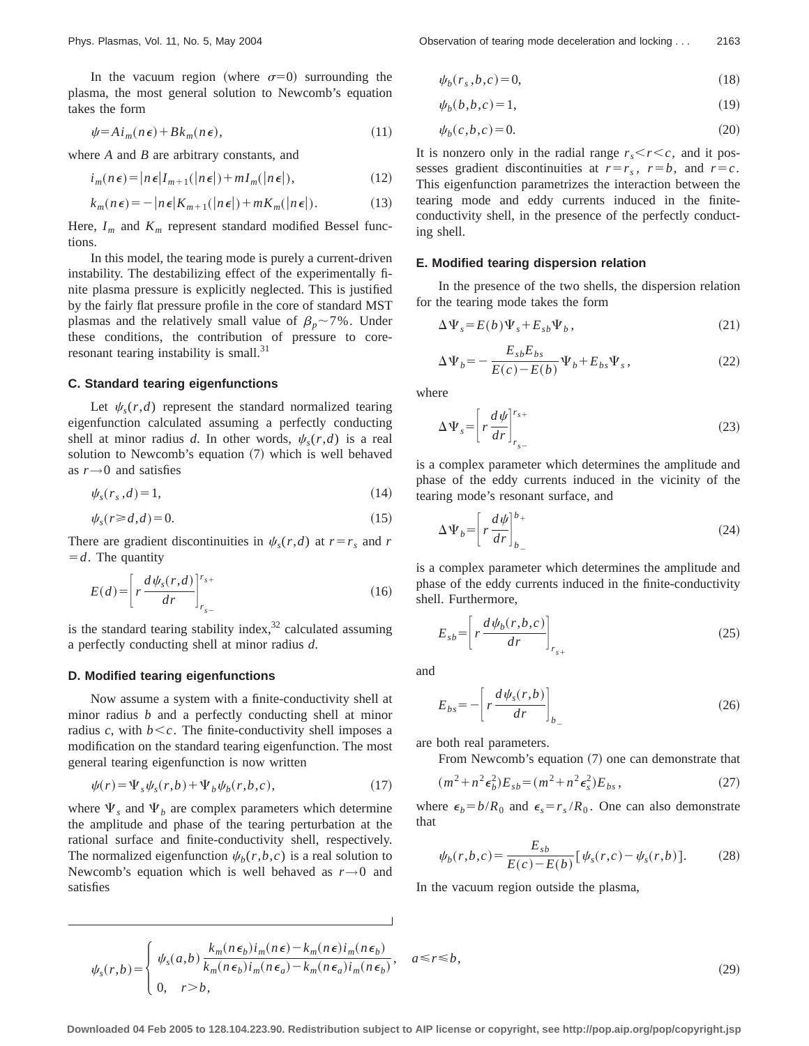In the vacuum region (where $\sigma=0$) surrounding the plasma, the most general solution to Newcomb's equation takes the form

$$\psi = A i_m(n\epsilon) + B k_m(n\epsilon), \tag{11}$$

where $A$ and $B$ are arbitrary constants, and

$$i_m(n\epsilon) = |n\epsilon| I_{m+1}(|n\epsilon|) + m I_m(|n\epsilon|), \tag{12}$$

$$k_m(n\epsilon) = -|n\epsilon| K_{m+1}(|n\epsilon|) + m K_m(|n\epsilon|). \tag{13}$$

Here, $I_m$ and $K_m$ represent standard modified Bessel functions.

In this model, the tearing mode is purely a current-driven instability. The destabilizing effect of the experimentally finite plasma pressure is explicitly neglected. This is justified by the fairly flat pressure profile in the core of standard MST plasmas and the relatively small value of $\beta_p \sim 7\%$. Under these conditions, the contribution of pressure to core-resonant tearing instability is small.[31]

### C. Standard tearing eigenfunctions

Let $\psi_s(r,d)$ represent the standard normalized tearing eigenfunction calculated assuming a perfectly conducting shell at minor radius $d$. In other words, $\psi_s(r,d)$ is a real solution to Newcomb's equation (7) which is well behaved as $r \to 0$ and satisfies

$$\psi_s(r_s, d) = 1, \tag{14}$$

$$\psi_s(r \geq d, d) = 0. \tag{15}$$

There are gradient discontinuities in $\psi_s(r,d)$ at $r = r_s$ and $r = d$. The quantity

$$E(d) = \left[ r \frac{d\psi_s(r,d)}{dr} \right]_{r_{s-}}^{r_{s+}} \tag{16}$$

is the standard tearing stability index,[32] calculated assuming a perfectly conducting shell at minor radius $d$.

### D. Modified tearing eigenfunctions

Now assume a system with a finite-conductivity shell at minor radius $b$ and a perfectly conducting shell at minor radius $c$, with $b < c$. The finite-conductivity shell imposes a modification on the standard tearing eigenfunction. The most general tearing eigenfunction is now written

$$\psi(r) = \Psi_s \psi_s(r,b) + \Psi_b \psi_b(r,b,c), \tag{17}$$

where $\Psi_s$ and $\Psi_b$ are complex parameters which determine the amplitude and phase of the tearing perturbation at the rational surface and finite-conductivity shell, respectively. The normalized eigenfunction $\psi_b(r,b,c)$ is a real solution to Newcomb's equation which is well behaved as $r \to 0$ and satisfies

$$\psi_b(r_s, b, c) = 0, \tag{18}$$

$$\psi_b(b, b, c) = 1, \tag{19}$$

$$\psi_b(c, b, c) = 0. \tag{20}$$

It is nonzero only in the radial range $r_s < r < c$, and it possesses gradient discontinuities at $r = r_s$, $r = b$, and $r = c$. This eigenfunction parametrizes the interaction between the tearing mode and eddy currents induced in the finite-conductivity shell, in the presence of the perfectly conducting shell.

### E. Modified tearing dispersion relation

In the presence of the two shells, the dispersion relation for the tearing mode takes the form

$$\Delta\Psi_s = E(b)\Psi_s + E_{sb}\Psi_b, \tag{21}$$

$$\Delta\Psi_b = -\frac{E_{sb}E_{bs}}{E(c) - E(b)}\Psi_b + E_{bs}\Psi_s, \tag{22}$$

where

$$\Delta\Psi_s = \left[ r \frac{d\psi}{dr} \right]_{r_{s-}}^{r_{s+}} \tag{23}$$

is a complex parameter which determines the amplitude and phase of the eddy currents induced in the vicinity of the tearing mode's resonant surface, and

$$\Delta\Psi_b = \left[ r \frac{d\psi}{dr} \right]_{b_-}^{b_+} \tag{24}$$

is a complex parameter which determines the amplitude and phase of the eddy currents induced in the finite-conductivity shell. Furthermore,

$$E_{sb} = \left[ r \frac{d\psi_b(r,b,c)}{dr} \right]_{r_{s+}} \tag{25}$$

and

$$E_{bs} = -\left[ r \frac{d\psi_s(r,b)}{dr} \right]_{b_-} \tag{26}$$

are both real parameters.

From Newcomb's equation (7) one can demonstrate that

$$(m^2 + n^2\epsilon_b^2) E_{sb} = (m^2 + n^2\epsilon_s^2) E_{bs}, \tag{27}$$

where $\epsilon_b = b/R_0$ and $\epsilon_s = r_s/R_0$. One can also demonstrate that

$$\psi_b(r,b,c) = \frac{E_{sb}}{E(c) - E(b)} [\psi_s(r,c) - \psi_s(r,b)]. \tag{28}$$

In the vacuum region outside the plasma,

$$\psi_s(r,b) = \begin{cases} \psi_s(a,b) \dfrac{k_m(n\epsilon_b) i_m(n\epsilon) - k_m(n\epsilon) i_m(n\epsilon_b)}{k_m(n\epsilon_b) i_m(n\epsilon_a) - k_m(n\epsilon_a) i_m(n\epsilon_b)}, & a \leq r \leq b, \\ 0, \quad r > b, \end{cases} \tag{29}$$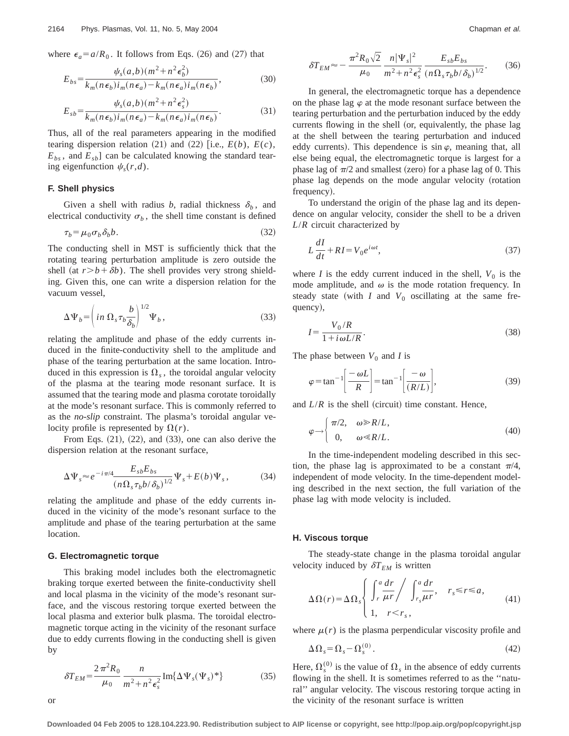where $\epsilon_a = a/R_0$. It follows from Eqs. (26) and (27) that

$$E_{bs} = \frac{\psi_s(a,b)(m^2+n^2\epsilon_b^2)}{k_m(n\epsilon_b)i_m(n\epsilon_a) - k_m(n\epsilon_a)i_m(n\epsilon_b)}, \tag{30}$$

$$E_{sb} = \frac{\psi_s(a,b)(m^2+n^2\epsilon_s^2)}{k_m(n\epsilon_b)i_m(n\epsilon_a) - k_m(n\epsilon_a)i_m(n\epsilon_b)}. \tag{31}$$

Thus, all of the real parameters appearing in the modified tearing dispersion relation (21) and (22) [i.e., $E(b)$, $E(c)$, $E_{bs}$, and $E_{sb}$] can be calculated knowing the standard tearing eigenfunction $\psi_s(r,d)$.

### F. Shell physics

Given a shell with radius $b$, radial thickness $\delta_b$, and electrical conductivity $\sigma_b$, the shell time constant is defined

$$\tau_b = \mu_0 \sigma_b \delta_b b. \tag{32}$$

The conducting shell in MST is sufficiently thick that the rotating tearing perturbation amplitude is zero outside the shell (at $r > b + \delta b$). The shell provides very strong shielding. Given this, one can write a dispersion relation for the vacuum vessel,

$$\Delta \Psi_b = \left( in\, \Omega_s \tau_b \frac{b}{\delta_b} \right)^{1/2} \Psi_b, \tag{33}$$

relating the amplitude and phase of the eddy currents induced in the finite-conductivity shell to the amplitude and phase of the tearing perturbation at the same location. Introduced in this expression is $\Omega_s$, the toroidal angular velocity of the plasma at the tearing mode resonant surface. It is assumed that the tearing mode and plasma corotate toroidally at the mode's resonant surface. This is commonly referred to as the *no-slip* constraint. The plasma's toroidal angular velocity profile is represented by $\Omega(r)$.

From Eqs. (21), (22), and (33), one can also derive the dispersion relation at the resonant surface,

$$\Delta \Psi_s \approx e^{-i\pi/4} \frac{E_{sb}E_{bs}}{(n\Omega_s \tau_b b/\delta_b)^{1/2}} \Psi_s + E(b)\Psi_s, \tag{34}$$

relating the amplitude and phase of the eddy currents induced in the vicinity of the mode's resonant surface to the amplitude and phase of the tearing perturbation at the same location.

### G. Electromagnetic torque

This braking model includes both the electromagnetic braking torque exerted between the finite-conductivity shell and local plasma in the vicinity of the mode's resonant surface, and the viscous restoring torque exerted between the local plasma and exterior bulk plasma. The toroidal electromagnetic torque acting in the vicinity of the resonant surface due to eddy currents flowing in the conducting shell is given by

$$\delta T_{EM} = \frac{2\pi^2 R_0}{\mu_0} \frac{n}{m^2 + n^2 \epsilon_s^2} \mathrm{Im}\{\Delta \Psi_s (\Psi_s)^*\} \tag{35}$$

or

$$\delta T_{EM} \approx -\frac{\pi^2 R_0 \sqrt{2}}{\mu_0} \frac{n|\Psi_s|^2}{m^2+n^2\epsilon_s^2} \frac{E_{sb}E_{bs}}{(n\Omega_s \tau_b b/\delta_b)^{1/2}}. \tag{36}$$

In general, the electromagnetic torque has a dependence on the phase lag $\varphi$ at the mode resonant surface between the tearing perturbation and the perturbation induced by the eddy currents flowing in the shell (or, equivalently, the phase lag at the shell between the tearing perturbation and induced eddy currents). This dependence is $\sin \varphi$, meaning that, all else being equal, the electromagnetic torque is largest for a phase lag of $\pi/2$ and smallest (zero) for a phase lag of 0. This phase lag depends on the mode angular velocity (rotation frequency).

To understand the origin of the phase lag and its dependence on angular velocity, consider the shell to be a driven $L/R$ circuit characterized by

$$L \frac{dI}{dt} + RI = V_0 e^{i\omega t}, \tag{37}$$

where $I$ is the eddy current induced in the shell, $V_0$ is the mode amplitude, and $\omega$ is the mode rotation frequency. In steady state (with $I$ and $V_0$ oscillating at the same frequency),

$$I = \frac{V_0/R}{1 + i\omega L/R}. \tag{38}$$

The phase between $V_0$ and $I$ is

$$\varphi = \tan^{-1}\left[\frac{-\omega L}{R}\right] = \tan^{-1}\left[\frac{-\omega}{(R/L)}\right], \tag{39}$$

and $L/R$ is the shell (circuit) time constant. Hence,

$$\varphi \rightarrow \begin{cases} \pi/2, & \omega \gg R/L, \\ 0, & \omega \ll R/L. \end{cases} \tag{40}$$

In the time-independent modeling described in this section, the phase lag is approximated to be a constant $\pi/4$, independent of mode velocity. In the time-dependent modeling described in the next section, the full variation of the phase lag with mode velocity is included.

### H. Viscous torque

The steady-state change in the plasma toroidal angular velocity induced by $\delta T_{EM}$ is written

$$\Delta\Omega(r) = \Delta\Omega_s \begin{cases} \displaystyle\int_r^a \frac{dr}{\mu r} \Bigg/ \int_{r_s}^a \frac{dr}{\mu r}, & r_s \leq r \leq a, \\ 1, & r < r_s, \end{cases} \tag{41}$$

where $\mu(r)$ is the plasma perpendicular viscosity profile and

$$\Delta\Omega_s = \Omega_s - \Omega_s^{(0)}. \tag{42}$$

Here, $\Omega_s^{(0)}$ is the value of $\Omega_s$ in the absence of eddy currents flowing in the shell. It is sometimes referred to as the ''natural'' angular velocity. The viscous restoring torque acting in the vicinity of the resonant surface is written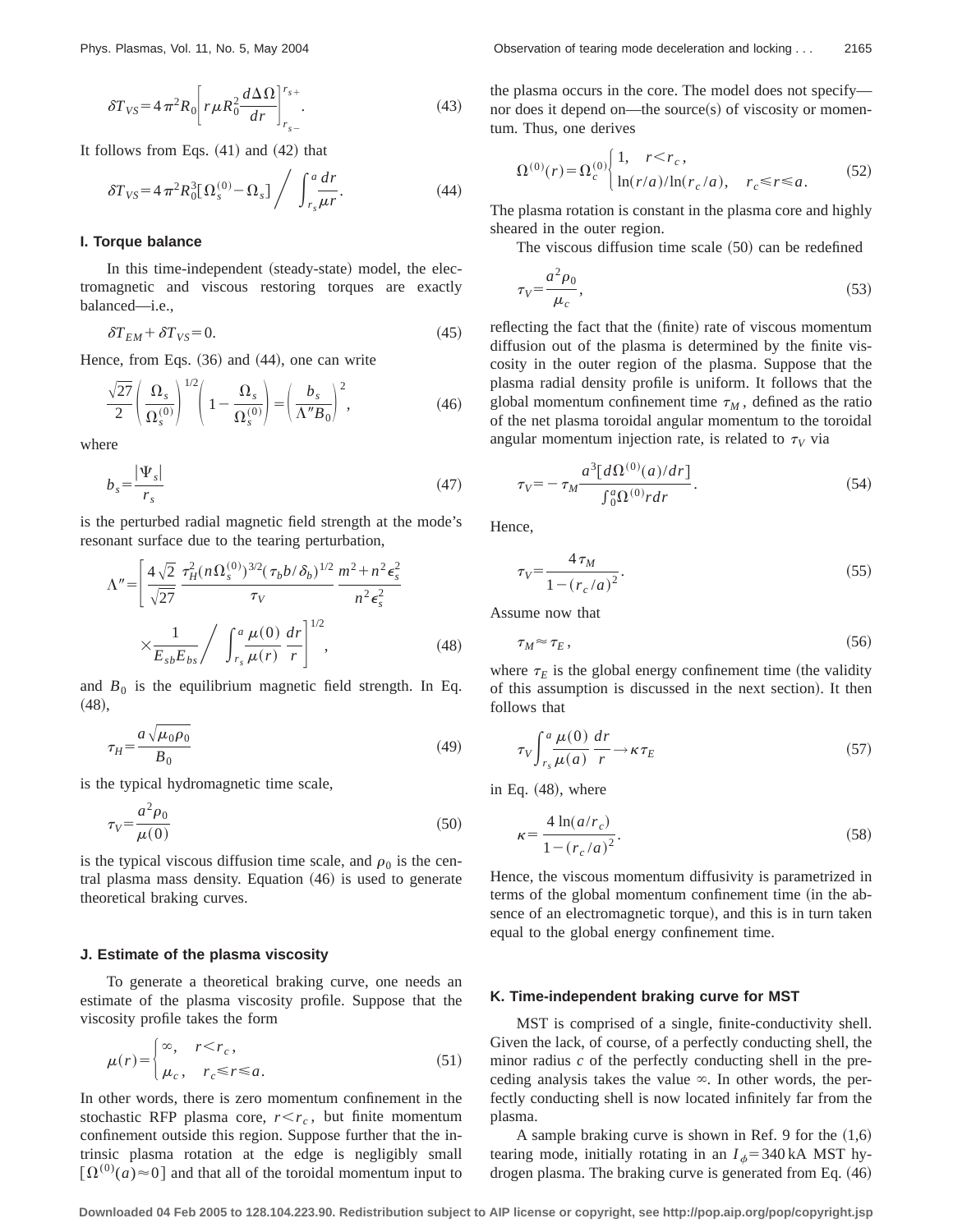$$\delta T_{VS} = 4\pi^2 R_0 \left[ r\mu R_0^2 \frac{d\Delta\Omega}{dr} \right]_{r_{s-}}^{r_{s+}}. \tag{43}$$

It follows from Eqs. (41) and (42) that

$$\delta T_{VS} = 4\pi^2 R_0^3 [\Omega_s^{(0)} - \Omega_s] \Bigg/ \int_{r_s}^{a} \frac{dr}{\mu r}. \tag{44}$$

### I. Torque balance

In this time-independent (steady-state) model, the electromagnetic and viscous restoring torques are exactly balanced—i.e.,

$$\delta T_{EM} + \delta T_{VS} = 0. \tag{45}$$

Hence, from Eqs. (36) and (44), one can write

$$\frac{\sqrt{27}}{2} \left( \frac{\Omega_s}{\Omega_s^{(0)}} \right)^{1/2} \left( 1 - \frac{\Omega_s}{\Omega_s^{(0)}} \right) = \left( \frac{b_s}{\Lambda'' B_0} \right)^2, \tag{46}$$

where

$$b_s = \frac{|\Psi_s|}{r_s} \tag{47}$$

is the perturbed radial magnetic field strength at the mode's resonant surface due to the tearing perturbation,

$$\Lambda'' = \left[ \frac{4\sqrt{2}}{\sqrt{27}} \frac{\tau_H^2 (n\Omega_s^{(0)})^{3/2} (\tau_b b/\delta_b)^{1/2}}{\tau_V} \frac{m^2 + n^2\epsilon_s^2}{n^2\epsilon_s^2} \times \frac{1}{E_{sb}E_{bs}} \Bigg/ \int_{r_s}^{a} \frac{\mu(0)}{\mu(r)} \frac{dr}{r} \right]^{1/2}, \tag{48}$$

and $B_0$ is the equilibrium magnetic field strength. In Eq. (48),

$$\tau_H = \frac{a\sqrt{\mu_0 \rho_0}}{B_0} \tag{49}$$

is the typical hydromagnetic time scale,

$$\tau_V = \frac{a^2 \rho_0}{\mu(0)} \tag{50}$$

is the typical viscous diffusion time scale, and $\rho_0$ is the central plasma mass density. Equation (46) is used to generate theoretical braking curves.

### J. Estimate of the plasma viscosity

To generate a theoretical braking curve, one needs an estimate of the plasma viscosity profile. Suppose that the viscosity profile takes the form

$$\mu(r) = \begin{cases} \infty, & r < r_c, \\ \mu_c, & r_c \leq r \leq a. \end{cases} \tag{51}$$

In other words, there is zero momentum confinement in the stochastic RFP plasma core, $r < r_c$, but finite momentum confinement outside this region. Suppose further that the intrinsic plasma rotation at the edge is negligibly small [$\Omega^{(0)}(a) \approx 0$] and that all of the toroidal momentum input to the plasma occurs in the core. The model does not specify—nor does it depend on—the source(s) of viscosity or momentum. Thus, one derives

$$\Omega^{(0)}(r) = \Omega_c^{(0)} \begin{cases} 1, & r < r_c, \\ \ln(r/a)/\ln(r_c/a), & r_c \leq r \leq a. \end{cases} \tag{52}$$

The plasma rotation is constant in the plasma core and highly sheared in the outer region.

The viscous diffusion time scale (50) can be redefined

$$\tau_V = \frac{a^2 \rho_0}{\mu_c}, \tag{53}$$

reflecting the fact that the (finite) rate of viscous momentum diffusion out of the plasma is determined by the finite viscosity in the outer region of the plasma. Suppose that the plasma radial density profile is uniform. It follows that the global momentum confinement time $\tau_M$, defined as the ratio of the net plasma toroidal angular momentum to the toroidal angular momentum injection rate, is related to $\tau_V$ via

$$\tau_V = -\tau_M \frac{a^3 [d\Omega^{(0)}(a)/dr]}{\int_0^a \Omega^{(0)} r\, dr}. \tag{54}$$

Hence,

$$\tau_V = \frac{4\tau_M}{1 - (r_c/a)^2}. \tag{55}$$

Assume now that

$$\tau_M \approx \tau_E, \tag{56}$$

where $\tau_E$ is the global energy confinement time (the validity of this assumption is discussed in the next section). It then follows that

$$\tau_V \int_{r_s}^{a} \frac{\mu(0)}{\mu(a)} \frac{dr}{r} \rightarrow \kappa \tau_E \tag{57}$$

in Eq. (48), where

$$\kappa = \frac{4\ln(a/r_c)}{1 - (r_c/a)^2}. \tag{58}$$

Hence, the viscous momentum diffusivity is parametrized in terms of the global momentum confinement time (in the absence of an electromagnetic torque), and this is in turn taken equal to the global energy confinement time.

### K. Time-independent braking curve for MST

MST is comprised of a single, finite-conductivity shell. Given the lack, of course, of a perfectly conducting shell, the minor radius $c$ of the perfectly conducting shell in the preceding analysis takes the value $\infty$. In other words, the perfectly conducting shell is now located infinitely far from the plasma.

A sample braking curve is shown in Ref. 9 for the (1,6) tearing mode, initially rotating in an $I_\phi = 340$ kA MST hydrogen plasma. The braking curve is generated from Eq. (46)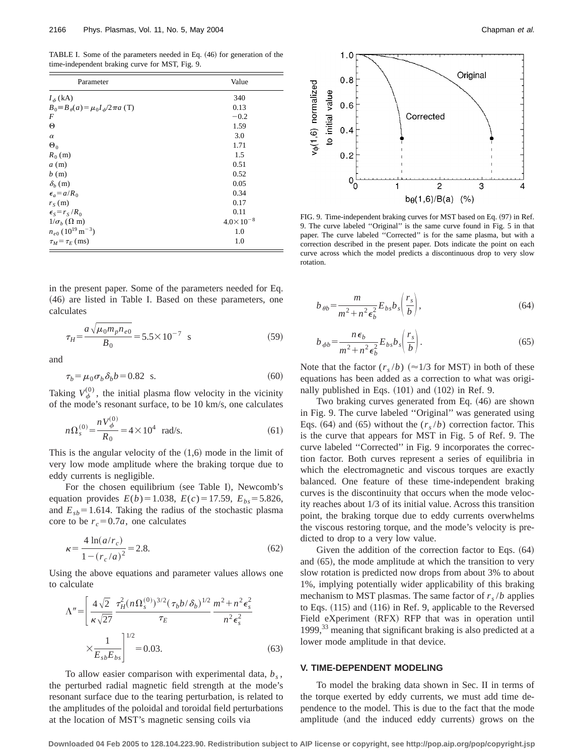TABLE I. Some of the parameters needed in Eq. (46) for generation of the time-independent braking curve for MST, Fig. 9.

| Parameter | Value |
|---|---|
| $I_\phi$ (kA) | 340 |
| $B_0 \equiv B_\theta(a) = \mu_0 I_\phi / 2\pi a$ (T) | 0.13 |
| $F$ | −0.2 |
| $\Theta$ | 1.59 |
| $\alpha$ | 3.0 |
| $\Theta_0$ | 1.71 |
| $R_0$ (m) | 1.5 |
| $a$ (m) | 0.51 |
| $b$ (m) | 0.52 |
| $\delta_b$ (m) | 0.05 |
| $\epsilon_a = a/R_0$ | 0.34 |
| $r_S$ (m) | 0.17 |
| $\epsilon_S = r_S/R_0$ | 0.11 |
| $1/\sigma_b$ ($\Omega$ m) | $4.0 \times 10^{-8}$ |
| $n_{e0}$ ($10^{19}\,\mathrm{m}^{-3}$) | 1.0 |
| $\tau_M = \tau_E$ (ms) | 1.0 |

in the present paper. Some of the parameters needed for Eq. (46) are listed in Table I. Based on these parameters, one calculates

$$\tau_H = \frac{a\sqrt{\mu_0 m_p n_{e0}}}{B_0} = 5.5 \times 10^{-7} \ \ \mathrm{s} \tag{59}$$

and

$$\tau_b = \mu_0 \sigma_b \delta_b b = 0.82 \ \ \mathrm{s}. \tag{60}$$

Taking $V_\phi^{(0)}$, the initial plasma flow velocity in the vicinity of the mode's resonant surface, to be 10 km/s, one calculates

$$n\Omega_s^{(0)} = \frac{nV_\phi^{(0)}}{R_0} = 4 \times 10^4 \ \ \mathrm{rad/s}. \tag{61}$$

This is the angular velocity of the (1,6) mode in the limit of very low mode amplitude where the braking torque due to eddy currents is negligible.

For the chosen equilibrium (see Table I), Newcomb's equation provides $E(b) = 1.038$, $E(c) = 17.59$, $E_{bs} = 5.826$, and $E_{sb} = 1.614$. Taking the radius of the stochastic plasma core to be $r_c = 0.7a$, one calculates

$$\kappa = \frac{4\ln(a/r_c)}{1-(r_c/a)^2} = 2.8. \tag{62}$$

Using the above equations and parameter values allows one to calculate

$$\Lambda'' = \left[ \frac{4\sqrt{2}}{\kappa\sqrt{27}} \frac{\tau_H^2 (n\Omega_s^{(0)})^{3/2} (\tau_b b/\delta_b)^{1/2}}{\tau_E} \frac{m^2 + n^2\epsilon_s^2}{n^2\epsilon_s^2} \times \frac{1}{E_{sb}E_{bs}} \right]^{1/2} = 0.03. \tag{63}$$

To allow easier comparison with experimental data, $b_s$, the perturbed radial magnetic field strength at the mode's resonant surface due to the tearing perturbation, is related to the amplitudes of the poloidal and toroidal field perturbations at the location of MST's magnetic sensing coils via

FIG. 9. Time-independent braking curves for MST based on Eq. (97) in Ref. 9. The curve labeled "Original" is the same curve found in Fig. 5 in that paper. The curve labeled "Corrected" is for the same plasma, but with a correction described in the present paper. Dots indicate the point on each curve across which the model predicts a discontinuous drop to very slow rotation.

$$b_{\theta b} = \frac{m}{m^2 + n^2\epsilon_b^2} E_{bs} b_s \left(\frac{r_s}{b}\right), \tag{64}$$

$$b_{\phi b} = \frac{n\epsilon_b}{m^2 + n^2\epsilon_b^2} E_{bs} b_s \left(\frac{r_s}{b}\right). \tag{65}$$

Note that the factor $(r_s/b)$ ($\approx 1/3$ for MST) in both of these equations has been added as a correction to what was originally published in Eqs. (101) and (102) in Ref. 9.

Two braking curves generated from Eq. (46) are shown in Fig. 9. The curve labeled "Original" was generated using Eqs. (64) and (65) without the $(r_s/b)$ correction factor. This is the curve that appears for MST in Fig. 5 of Ref. 9. The curve labeled "Corrected" in Fig. 9 incorporates the correction factor. Both curves represent a series of equilibria in which the electromagnetic and viscous torques are exactly balanced. One feature of these time-independent braking curves is the discontinuity that occurs when the mode velocity reaches about 1/3 of its initial value. Across this transition point, the braking torque due to eddy currents overwhelms the viscous restoring torque, and the mode's velocity is predicted to drop to a very low value.

Given the addition of the correction factor to Eqs. (64) and (65), the mode amplitude at which the transition to very slow rotation is predicted now drops from about 3% to about 1%, implying potentially wider applicability of this braking mechanism to MST plasmas. The same factor of $r_s/b$ applies to Eqs. (115) and (116) in Ref. 9, applicable to the Reversed Field eXperiment (RFX) RFP that was in operation until 1999,[33] meaning that significant braking is also predicted at a lower mode amplitude in that device.

### V. TIME-DEPENDENT MODELING

To model the braking data shown in Sec. II in terms of the torque exerted by eddy currents, we must add time dependence to the model. This is due to the fact that the mode amplitude (and the induced eddy currents) grows on the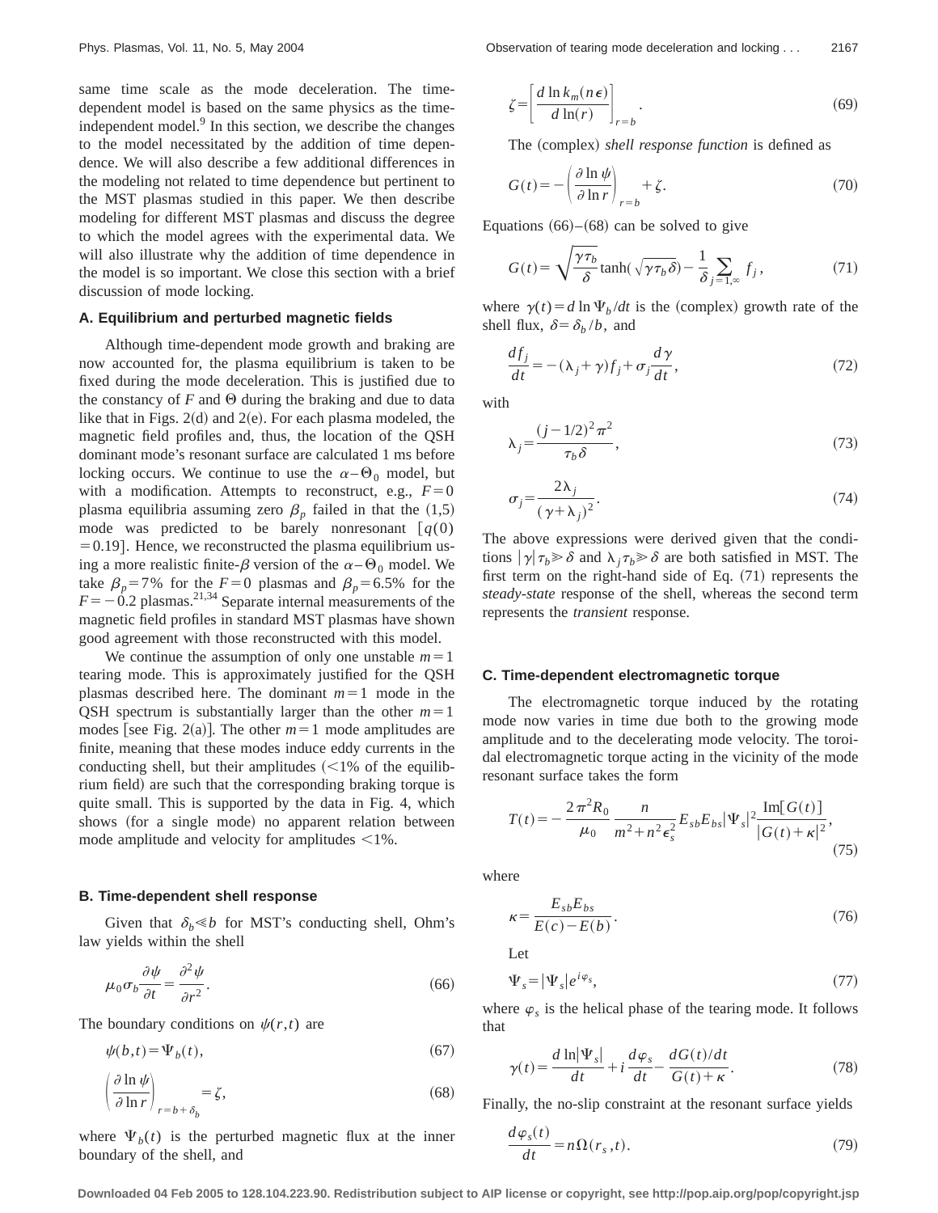same time scale as the mode deceleration. The time-dependent model is based on the same physics as the time-independent model.[9] In this section, we describe the changes to the model necessitated by the addition of time dependence. We will also describe a few additional differences in the modeling not related to time dependence but pertinent to the MST plasmas studied in this paper. We then describe modeling for different MST plasmas and discuss the degree to which the model agrees with the experimental data. We will also illustrate why the addition of time dependence in the model is so important. We close this section with a brief discussion of mode locking.

### A. Equilibrium and perturbed magnetic fields

Although time-dependent mode growth and braking are now accounted for, the plasma equilibrium is taken to be fixed during the mode deceleration. This is justified due to the constancy of $F$ and $\Theta$ during the braking and due to data like that in Figs. 2(d) and 2(e). For each plasma modeled, the magnetic field profiles and, thus, the location of the QSH dominant mode's resonant surface are calculated 1 ms before locking occurs. We continue to use the $\alpha-\Theta_0$ model, but with a modification. Attempts to reconstruct, e.g., $F=0$ plasma equilibria assuming zero $\beta_p$ failed in that the (1,5) mode was predicted to be barely nonresonant [$q(0)=0.19$]. Hence, we reconstructed the plasma equilibrium using a more realistic finite-$\beta$ version of the $\alpha-\Theta_0$ model. We take $\beta_p=7\%$ for the $F=0$ plasmas and $\beta_p=6.5\%$ for the $F=-0.2$ plasmas.[21,34] Separate internal measurements of the magnetic field profiles in standard MST plasmas have shown good agreement with those reconstructed with this model.

We continue the assumption of only one unstable $m=1$ tearing mode. This is approximately justified for the QSH plasmas described here. The dominant $m=1$ mode in the QSH spectrum is substantially larger than the other $m=1$ modes [see Fig. 2(a)]. The other $m=1$ mode amplitudes are finite, meaning that these modes induce eddy currents in the conducting shell, but their amplitudes (<1% of the equilibrium field) are such that the corresponding braking torque is quite small. This is supported by the data in Fig. 4, which shows (for a single mode) no apparent relation between mode amplitude and velocity for amplitudes <1%.

### B. Time-dependent shell response

Given that $\delta_b \ll b$ for MST's conducting shell, Ohm's law yields within the shell

$$\mu_0 \sigma_b \frac{\partial \psi}{\partial t} = \frac{\partial^2 \psi}{\partial r^2}. \tag{66}$$

The boundary conditions on $\psi(r,t)$ are

$$\psi(b,t) = \Psi_b(t), \tag{67}$$

$$\left(\frac{\partial \ln \psi}{\partial \ln r}\right)_{r=b+\delta_b} = \zeta, \tag{68}$$

where $\Psi_b(t)$ is the perturbed magnetic flux at the inner boundary of the shell, and

$$\zeta = \left[\frac{d \ln k_m(n\epsilon)}{d \ln(r)}\right]_{r=b}. \tag{69}$$

The (complex) *shell response function* is defined as

$$G(t) = -\left(\frac{\partial \ln \psi}{\partial \ln r}\right)_{r=b} + \zeta. \tag{70}$$

Equations (66)–(68) can be solved to give

$$G(t) = \sqrt{\frac{\gamma \tau_b}{\delta}} \tanh(\sqrt{\gamma \tau_b \delta}) - \frac{1}{\delta} \sum_{j=1,\infty} f_j, \tag{71}$$

where $\gamma(t) = d \ln \Psi_b / dt$ is the (complex) growth rate of the shell flux, $\delta = \delta_b / b$, and

$$\frac{df_j}{dt} = -(\lambda_j + \gamma) f_j + \sigma_j \frac{d\gamma}{dt}, \tag{72}$$

with

$$\lambda_j = \frac{(j-1/2)^2 \pi^2}{\tau_b \delta}, \tag{73}$$

$$\sigma_j = \frac{2\lambda_j}{(\gamma + \lambda_j)^2}. \tag{74}$$

The above expressions were derived given that the conditions $|\gamma| \tau_b \gg \delta$ and $\lambda_j \tau_b \gg \delta$ are both satisfied in MST. The first term on the right-hand side of Eq. (71) represents the *steady-state* response of the shell, whereas the second term represents the *transient* response.

### C. Time-dependent electromagnetic torque

The electromagnetic torque induced by the rotating mode now varies in time due both to the growing mode amplitude and to the decelerating mode velocity. The toroidal electromagnetic torque acting in the vicinity of the mode resonant surface takes the form

$$T(t) = -\frac{2\pi^2 R_0}{\mu_0} \frac{n}{m^2 + n^2 \epsilon_s^2} E_{sb} E_{bs} |\Psi_s|^2 \frac{\mathrm{Im}[G(t)]}{|G(t) + \kappa|^2}, \tag{75}$$

where

$$\kappa = \frac{E_{sb} E_{bs}}{E(c) - E(b)}. \tag{76}$$

Let

$$\Psi_s = |\Psi_s| e^{i\varphi_s}, \tag{77}$$

where $\varphi_s$ is the helical phase of the tearing mode. It follows that

$$\gamma(t) = \frac{d \ln|\Psi_s|}{dt} + i \frac{d\varphi_s}{dt} - \frac{dG(t)/dt}{G(t) + \kappa}. \tag{78}$$

Finally, the no-slip constraint at the resonant surface yields

$$\frac{d\varphi_s(t)}{dt} = n\Omega(r_s, t). \tag{79}$$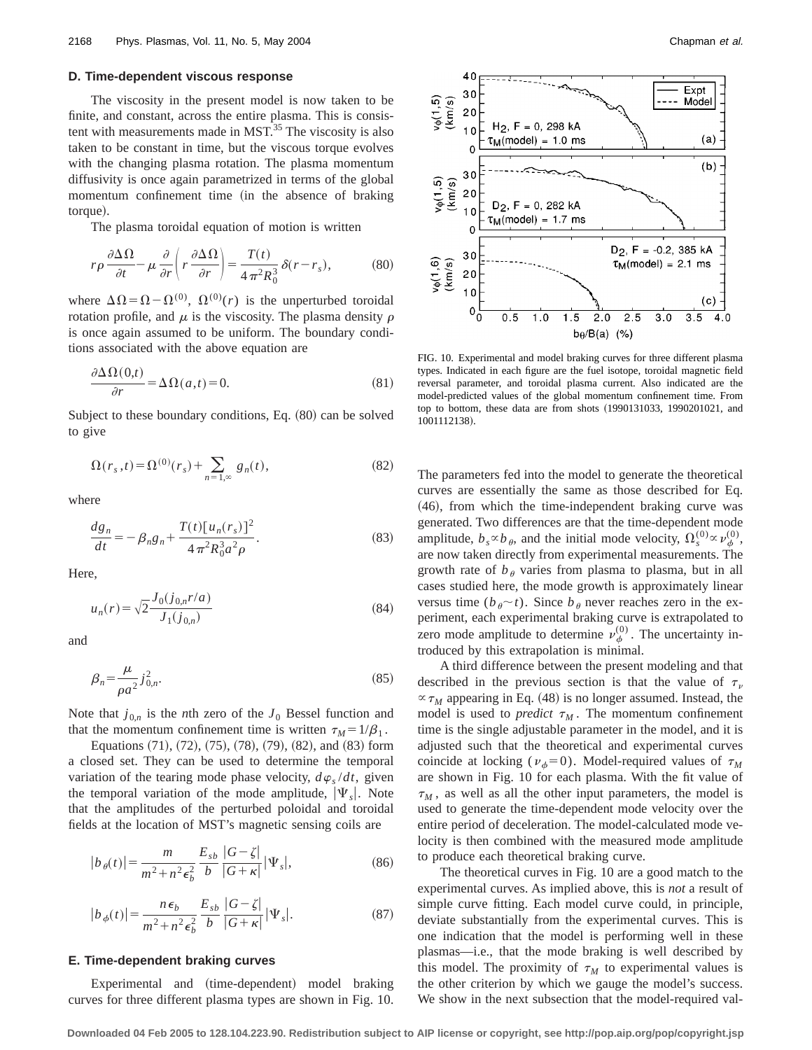### D. Time-dependent viscous response

The viscosity in the present model is now taken to be finite, and constant, across the entire plasma. This is consistent with measurements made in MST.[35] The viscosity is also taken to be constant in time, but the viscous torque evolves with the changing plasma rotation. The plasma momentum diffusivity is once again parametrized in terms of the global momentum confinement time (in the absence of braking torque).

The plasma toroidal equation of motion is written

$$r\rho\frac{\partial\Delta\Omega}{\partial t}-\mu\frac{\partial}{\partial r}\left(r\frac{\partial\Delta\Omega}{\partial r}\right)=\frac{T(t)}{4\pi^2R_0^3}\,\delta(r-r_s), \tag{80}$$

where $\Delta\Omega=\Omega-\Omega^{(0)}$, $\Omega^{(0)}(r)$ is the unperturbed toroidal rotation profile, and $\mu$ is the viscosity. The plasma density $\rho$ is once again assumed to be uniform. The boundary conditions associated with the above equation are

$$\frac{\partial\Delta\Omega(0,t)}{\partial r}=\Delta\Omega(a,t)=0. \tag{81}$$

Subject to these boundary conditions, Eq. (80) can be solved to give

$$\Omega(r_s,t)=\Omega^{(0)}(r_s)+\sum_{n=1,\infty}g_n(t), \tag{82}$$

where

$$\frac{dg_n}{dt}=-\beta_n g_n+\frac{T(t)[u_n(r_s)]^2}{4\pi^2R_0^3a^2\rho}. \tag{83}$$

Here,

$$u_n(r)=\sqrt{2}\frac{J_0(j_{0,n}r/a)}{J_1(j_{0,n})} \tag{84}$$

and

$$\beta_n=\frac{\mu}{\rho a^2}j_{0,n}^2. \tag{85}$$

Note that $j_{0,n}$ is the $n$th zero of the $J_0$ Bessel function and that the momentum confinement time is written $\tau_M=1/\beta_1$.

Equations (71), (72), (75), (78), (79), (82), and (83) form a closed set. They can be used to determine the temporal variation of the tearing mode phase velocity, $d\varphi_s/dt$, given the temporal variation of the mode amplitude, $|\Psi_s|$. Note that the amplitudes of the perturbed poloidal and toroidal fields at the location of MST's magnetic sensing coils are

$$|b_\theta(t)|=\frac{m}{m^2+n^2\epsilon_b^2}\frac{E_{sb}}{b}\frac{|G-\zeta|}{|G+\kappa|}|\Psi_s|, \tag{86}$$

$$|b_\phi(t)|=\frac{n\epsilon_b}{m^2+n^2\epsilon_b^2}\frac{E_{sb}}{b}\frac{|G-\zeta|}{|G+\kappa|}|\Psi_s|. \tag{87}$$

### E. Time-dependent braking curves

Experimental and (time-dependent) model braking curves for three different plasma types are shown in Fig. 10.

FIG. 10. Experimental and model braking curves for three different plasma types. Indicated in each figure are the fuel isotope, toroidal magnetic field reversal parameter, and toroidal plasma current. Also indicated are the model-predicted values of the global momentum confinement time. From top to bottom, these data are from shots (1990131033, 1990201021, and 1001112138).

The parameters fed into the model to generate the theoretical curves are essentially the same as those described for Eq. (46), from which the time-independent braking curve was generated. Two differences are that the time-dependent mode amplitude, $b_s\propto b_\theta$, and the initial mode velocity, $\Omega_s^{(0)}\propto\nu_\phi^{(0)}$, are now taken directly from experimental measurements. The growth rate of $b_\theta$ varies from plasma to plasma, but in all cases studied here, the mode growth is approximately linear versus time ($b_\theta\sim t$). Since $b_\theta$ never reaches zero in the experiment, each experimental braking curve is extrapolated to zero mode amplitude to determine $\nu_\phi^{(0)}$. The uncertainty introduced by this extrapolation is minimal.

A third difference between the present modeling and that described in the previous section is that the value of $\tau_\nu\propto\tau_M$ appearing in Eq. (48) is no longer assumed. Instead, the model is used to *predict* $\tau_M$. The momentum confinement time is the single adjustable parameter in the model, and it is adjusted such that the theoretical and experimental curves coincide at locking ($\nu_\phi=0$). Model-required values of $\tau_M$ are shown in Fig. 10 for each plasma. With the fit value of $\tau_M$, as well as all the other input parameters, the model is used to generate the time-dependent mode velocity over the entire period of deceleration. The model-calculated mode velocity is then combined with the measured mode amplitude to produce each theoretical braking curve.

The theoretical curves in Fig. 10 are a good match to the experimental curves. As implied above, this is *not* a result of simple curve fitting. Each model curve could, in principle, deviate substantially from the experimental curves. This is one indication that the model is performing well in these plasmas—i.e., that the mode braking is well described by this model. The proximity of $\tau_M$ to experimental values is the other criterion by which we gauge the model's success. We show in the next subsection that the model-required val-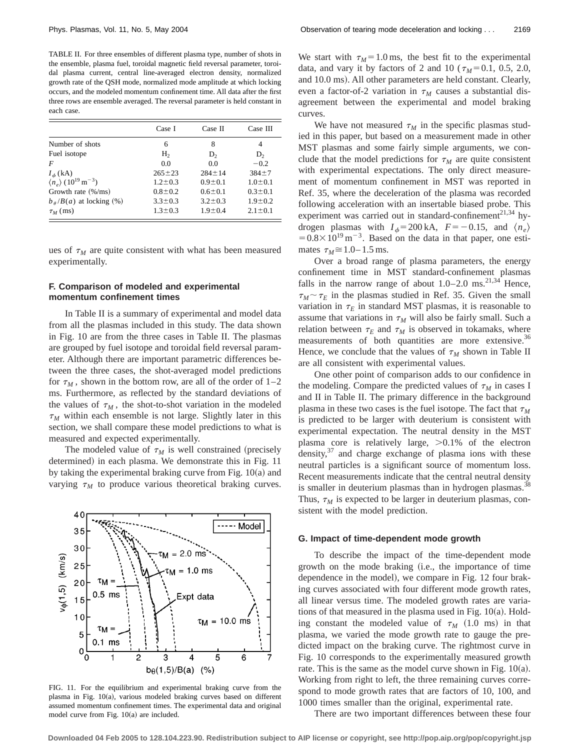TABLE II. For three ensembles of different plasma type, number of shots in the ensemble, plasma fuel, toroidal magnetic field reversal parameter, toroidal plasma current, central line-averaged electron density, normalized growth rate of the QSH mode, normalized mode amplitude at which locking occurs, and the modeled momentum confinement time. All data after the first three rows are ensemble averaged. The reversal parameter is held constant in each case.

| | Case I | Case II | Case III |
|---|---|---|---|
| Number of shots | 6 | 8 | 4 |
| Fuel isotope | $H_2$ | $D_2$ | $D_2$ |
| $F$ | 0.0 | 0.0 | −0.2 |
| $I_\phi$ (kA) | 265±23 | 284±14 | 384±7 |
| $\langle n_e \rangle$ ($10^{19}$ m$^{-3}$) | 1.2±0.3 | 0.9±0.1 | 1.0±0.1 |
| Growth rate (%/ms) | 0.8±0.2 | 0.6±0.1 | 0.3±0.1 |
| $b_\theta/B(a)$ at locking (%) | 3.3±0.3 | 3.2±0.3 | 1.9±0.2 |
| $\tau_M$ (ms) | 1.3±0.3 | 1.9±0.4 | 2.1±0.1 |

ues of $\tau_M$ are quite consistent with what has been measured experimentally.

### F. Comparison of modeled and experimental momentum confinement times

In Table II is a summary of experimental and model data from all the plasmas included in this study. The data shown in Fig. 10 are from the three cases in Table II. The plasmas are grouped by fuel isotope and toroidal field reversal parameter. Although there are important parametric differences between the three cases, the shot-averaged model predictions for $\tau_M$, shown in the bottom row, are all of the order of 1–2 ms. Furthermore, as reflected by the standard deviations of the values of $\tau_M$, the shot-to-shot variation in the modeled $\tau_M$ within each ensemble is not large. Slightly later in this section, we shall compare these model predictions to what is measured and expected experimentally.

The modeled value of $\tau_M$ is well constrained (precisely determined) in each plasma. We demonstrate this in Fig. 11 by taking the experimental braking curve from Fig. 10(a) and varying $\tau_M$ to produce various theoretical braking curves.

FIG. 11. For the equilibrium and experimental braking curve from the plasma in Fig. 10(a), various modeled braking curves based on different assumed momentum confinement times. The experimental data and original model curve from Fig. 10(a) are included.

We start with $\tau_M = 1.0$ ms, the best fit to the experimental data, and vary it by factors of 2 and 10 ($\tau_M = 0.1$, 0.5, 2.0, and 10.0 ms). All other parameters are held constant. Clearly, even a factor-of-2 variation in $\tau_M$ causes a substantial disagreement between the experimental and model braking curves.

We have not measured $\tau_M$ in the specific plasmas studied in this paper, but based on a measurement made in other MST plasmas and some fairly simple arguments, we conclude that the model predictions for $\tau_M$ are quite consistent with experimental expectations. The only direct measurement of momentum confinement in MST was reported in Ref. 35, where the deceleration of the plasma was recorded following acceleration with an insertable biased probe. This experiment was carried out in standard-confinement[21,34] hydrogen plasmas with $I_\phi = 200$ kA, $F = -0.15$, and $\langle n_e \rangle = 0.8 \times 10^{19}$ m$^{-3}$. Based on the data in that paper, one estimates $\tau_M \cong 1.0$–$1.5$ ms.

Over a broad range of plasma parameters, the energy confinement time in MST standard-confinement plasmas falls in the narrow range of about 1.0–2.0 ms.[21,34] Hence, $\tau_M \sim \tau_E$ in the plasmas studied in Ref. 35. Given the small variation in $\tau_E$ in standard MST plasmas, it is reasonable to assume that variations in $\tau_M$ will also be fairly small. Such a relation between $\tau_E$ and $\tau_M$ is observed in tokamaks, where measurements of both quantities are more extensive.[36] Hence, we conclude that the values of $\tau_M$ shown in Table II are all consistent with experimental values.

One other point of comparison adds to our confidence in the modeling. Compare the predicted values of $\tau_M$ in cases I and II in Table II. The primary difference in the background plasma in these two cases is the fuel isotope. The fact that $\tau_M$ is predicted to be larger with deuterium is consistent with experimental expectation. The neutral density in the MST plasma core is relatively large, >0.1% of the electron density,[37] and charge exchange of plasma ions with these neutral particles is a significant source of momentum loss. Recent measurements indicate that the central neutral density is smaller in deuterium plasmas than in hydrogen plasmas.[38] Thus, $\tau_M$ is expected to be larger in deuterium plasmas, consistent with the model prediction.

### G. Impact of time-dependent mode growth

To describe the impact of the time-dependent mode growth on the mode braking (i.e., the importance of time dependence in the model), we compare in Fig. 12 four braking curves associated with four different mode growth rates, all linear versus time. The modeled growth rates are variations of that measured in the plasma used in Fig. 10(a). Holding constant the modeled value of $\tau_M$ (1.0 ms) in that plasma, we varied the mode growth rate to gauge the predicted impact on the braking curve. The rightmost curve in Fig. 10 corresponds to the experimentally measured growth rate. This is the same as the model curve shown in Fig. 10(a). Working from right to left, the three remaining curves correspond to mode growth rates that are factors of 10, 100, and 1000 times smaller than the original, experimental rate.

There are two important differences between these four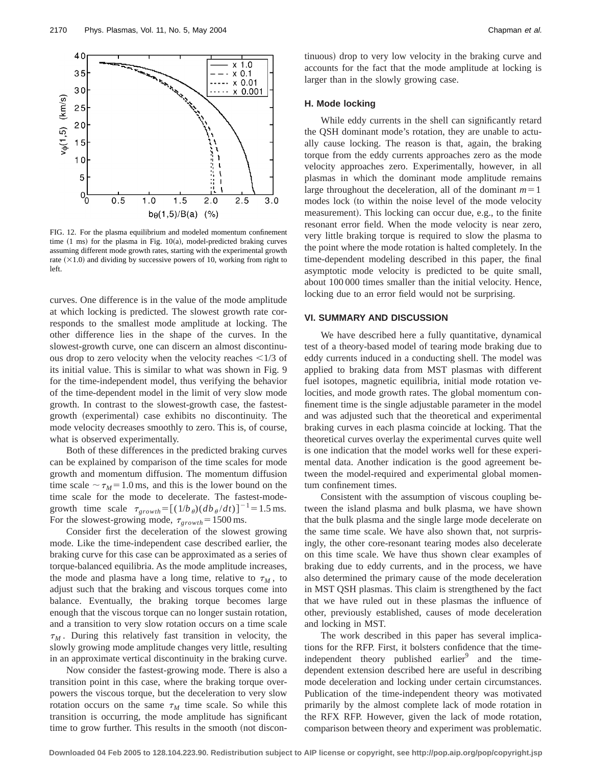FIG. 12. For the plasma equilibrium and modeled momentum confinement time (1 ms) for the plasma in Fig. 10(a), model-predicted braking curves assuming different mode growth rates, starting with the experimental growth rate (×1.0) and dividing by successive powers of 10, working from right to left.

curves. One difference is in the value of the mode amplitude at which locking is predicted. The slowest growth rate corresponds to the smallest mode amplitude at locking. The other difference lies in the shape of the curves. In the slowest-growth curve, one can discern an almost discontinuous drop to zero velocity when the velocity reaches <1/3 of its initial value. This is similar to what was shown in Fig. 9 for the time-independent model, thus verifying the behavior of the time-dependent model in the limit of very slow mode growth. In contrast to the slowest-growth case, the fastest-growth (experimental) case exhibits no discontinuity. The mode velocity decreases smoothly to zero. This is, of course, what is observed experimentally.

Both of these differences in the predicted braking curves can be explained by comparison of the time scales for mode growth and momentum diffusion. The momentum diffusion time scale $\sim \tau_M = 1.0$ ms, and this is the lower bound on the time scale for the mode to decelerate. The fastest-mode-growth time scale $\tau_{growth} = [(1/b_\theta)(db_\theta/dt)]^{-1} = 1.5$ ms. For the slowest-growing mode, $\tau_{growth} = 1500$ ms.

Consider first the deceleration of the slowest growing mode. Like the time-independent case described earlier, the braking curve for this case can be approximated as a series of torque-balanced equilibria. As the mode amplitude increases, the mode and plasma have a long time, relative to $\tau_M$, to adjust such that the braking and viscous torques come into balance. Eventually, the braking torque becomes large enough that the viscous torque can no longer sustain rotation, and a transition to very slow rotation occurs on a time scale $\tau_M$. During this relatively fast transition in velocity, the slowly growing mode amplitude changes very little, resulting in an approximate vertical discontinuity in the braking curve.

Now consider the fastest-growing mode. There is also a transition point in this case, where the braking torque overpowers the viscous torque, but the deceleration to very slow rotation occurs on the same $\tau_M$ time scale. So while this transition is occurring, the mode amplitude has significant time to grow further. This results in the smooth (not discontinuous) drop to very low velocity in the braking curve and accounts for the fact that the mode amplitude at locking is larger than in the slowly growing case.

### H. Mode locking

While eddy currents in the shell can significantly retard the QSH dominant mode's rotation, they are unable to actually cause locking. The reason is that, again, the braking torque from the eddy currents approaches zero as the mode velocity approaches zero. Experimentally, however, in all plasmas in which the dominant mode amplitude remains large throughout the deceleration, all of the dominant $m=1$ modes lock (to within the noise level of the mode velocity measurement). This locking can occur due, e.g., to the finite resonant error field. When the mode velocity is near zero, very little braking torque is required to slow the plasma to the point where the mode rotation is halted completely. In the time-dependent modeling described in this paper, the final asymptotic mode velocity is predicted to be quite small, about 100 000 times smaller than the initial velocity. Hence, locking due to an error field would not be surprising.

## VI. SUMMARY AND DISCUSSION

We have described here a fully quantitative, dynamical test of a theory-based model of tearing mode braking due to eddy currents induced in a conducting shell. The model was applied to braking data from MST plasmas with different fuel isotopes, magnetic equilibria, initial mode rotation velocities, and mode growth rates. The global momentum confinement time is the single adjustable parameter in the model and was adjusted such that the theoretical and experimental braking curves in each plasma coincide at locking. That the theoretical curves overlay the experimental curves quite well is one indication that the model works well for these experimental data. Another indication is the good agreement between the model-required and experimental global momentum confinement times.

Consistent with the assumption of viscous coupling between the island plasma and bulk plasma, we have shown that the bulk plasma and the single large mode decelerate on the same time scale. We have also shown that, not surprisingly, the other core-resonant tearing modes also decelerate on this time scale. We have thus shown clear examples of braking due to eddy currents, and in the process, we have also determined the primary cause of the mode deceleration in MST QSH plasmas. This claim is strengthened by the fact that we have ruled out in these plasmas the influence of other, previously established, causes of mode deceleration and locking in MST.

The work described in this paper has several implications for the RFP. First, it bolsters confidence that the time-independent theory published earlier[9] and the time-dependent extension described here are useful in describing mode deceleration and locking under certain circumstances. Publication of the time-independent theory was motivated primarily by the almost complete lack of mode rotation in the RFX RFP. However, given the lack of mode rotation, comparison between theory and experiment was problematic.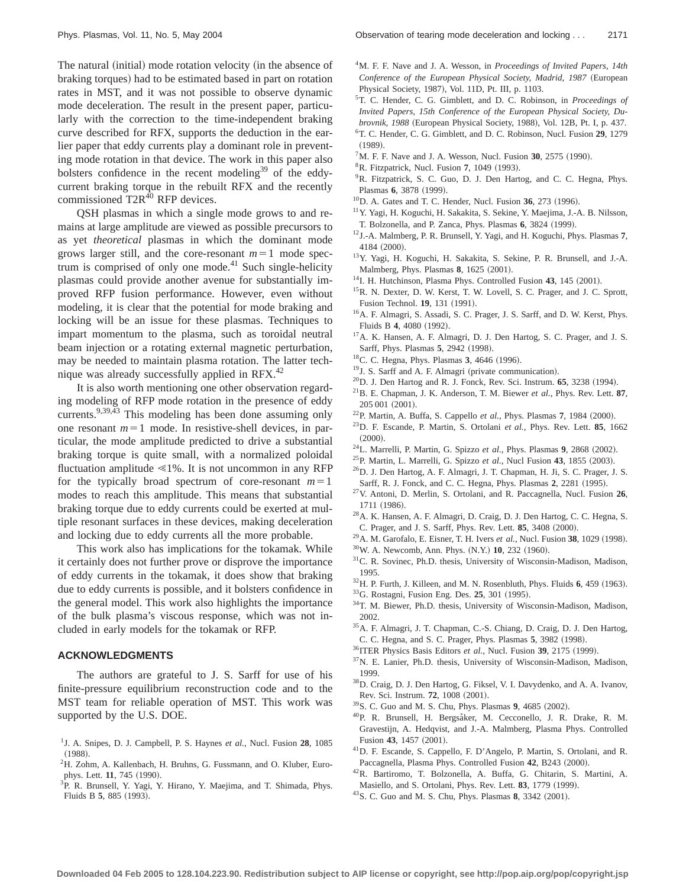The natural (initial) mode rotation velocity (in the absence of braking torques) had to be estimated based in part on rotation rates in MST, and it was not possible to observe dynamic mode deceleration. The result in the present paper, particularly with the correction to the time-independent braking curve described for RFX, supports the deduction in the earlier paper that eddy currents play a dominant role in preventing mode rotation in that device. The work in this paper also bolsters confidence in the recent modeling[39] of the eddy-current braking torque in the rebuilt RFX and the recently commissioned T2R[40] RFP devices.

QSH plasmas in which a single mode grows to and remains at large amplitude are viewed as possible precursors to as yet *theoretical* plasmas in which the dominant mode grows larger still, and the core-resonant $m=1$ mode spectrum is comprised of only one mode.[41] Such single-helicity plasmas could provide another avenue for substantially improved RFP fusion performance. However, even without modeling, it is clear that the potential for mode braking and locking will be an issue for these plasmas. Techniques to impart momentum to the plasma, such as toroidal neutral beam injection or a rotating external magnetic perturbation, may be needed to maintain plasma rotation. The latter technique was already successfully applied in RFX.[42]

It is also worth mentioning one other observation regarding modeling of RFP mode rotation in the presence of eddy currents.[9,39,43] This modeling has been done assuming only one resonant $m=1$ mode. In resistive-shell devices, in particular, the mode amplitude predicted to drive a substantial braking torque is quite small, with a normalized poloidal fluctuation amplitude $\ll 1\%$. It is not uncommon in any RFP for the typically broad spectrum of core-resonant $m=1$ modes to reach this amplitude. This means that substantial braking torque due to eddy currents could be exerted at multiple resonant surfaces in these devices, making deceleration and locking due to eddy currents all the more probable.

This work also has implications for the tokamak. While it certainly does not further prove or disprove the importance of eddy currents in the tokamak, it does show that braking due to eddy currents is possible, and it bolsters confidence in the general model. This work also highlights the importance of the bulk plasma's viscous response, which was not included in early models for the tokamak or RFP.

## ACKNOWLEDGMENTS

The authors are grateful to J. S. Sarff for use of his finite-pressure equilibrium reconstruction code and to the MST team for reliable operation of MST. This work was supported by the U.S. DOE.

[1] J. A. Snipes, D. J. Campbell, P. S. Haynes *et al.*, Nucl. Fusion **28**, 1085 (1988).

[2] H. Zohm, A. Kallenbach, H. Bruhns, G. Fussmann, and O. Kluber, Europhys. Lett. **11**, 745 (1990).

[3] P. R. Brunsell, Y. Yagi, Y. Hirano, Y. Maejima, and T. Shimada, Phys. Fluids B **5**, 885 (1993).

[4] M. F. F. Nave and J. A. Wesson, in *Proceedings of Invited Papers, 14th Conference of the European Physical Society, Madrid, 1987* (European Physical Society, 1987), Vol. 11D, Pt. III, p. 1103.

[5] T. C. Hender, C. G. Gimblett, and D. C. Robinson, in *Proceedings of Invited Papers, 15th Conference of the European Physical Society, Dubrovnik, 1988* (European Physical Society, 1988), Vol. 12B, Pt. I, p. 437.

[6] T. C. Hender, C. G. Gimblett, and D. C. Robinson, Nucl. Fusion **29**, 1279 (1989).

[7] M. F. F. Nave and J. A. Wesson, Nucl. Fusion **30**, 2575 (1990).

[8] R. Fitzpatrick, Nucl. Fusion **7**, 1049 (1993).

[9] R. Fitzpatrick, S. C. Guo, D. J. Den Hartog, and C. C. Hegna, Phys. Plasmas **6**, 3878 (1999).

[10] D. A. Gates and T. C. Hender, Nucl. Fusion **36**, 273 (1996).

[11] Y. Yagi, H. Koguchi, H. Sakakita, S. Sekine, Y. Maejima, J.-A. B. Nilsson, T. Bolzonella, and P. Zanca, Phys. Plasmas **6**, 3824 (1999).

[12] J.-A. Malmberg, P. R. Brunsell, Y. Yagi, and H. Koguchi, Phys. Plasmas **7**, 4184 (2000).

[13] Y. Yagi, H. Koguchi, H. Sakakita, S. Sekine, P. R. Brunsell, and J.-A. Malmberg, Phys. Plasmas **8**, 1625 (2001).

[14] I. H. Hutchinson, Plasma Phys. Controlled Fusion **43**, 145 (2001).

[15] R. N. Dexter, D. W. Kerst, T. W. Lovell, S. C. Prager, and J. C. Sprott, Fusion Technol. **19**, 131 (1991).

[16] A. F. Almagri, S. Assadi, S. C. Prager, J. S. Sarff, and D. W. Kerst, Phys. Fluids B **4**, 4080 (1992).

[17] A. K. Hansen, A. F. Almagri, D. J. Den Hartog, S. C. Prager, and J. S. Sarff, Phys. Plasmas **5**, 2942 (1998).

[18] C. C. Hegna, Phys. Plasmas **3**, 4646 (1996).

[19] J. S. Sarff and A. F. Almagri (private communication).

[20] D. J. Den Hartog and R. J. Fonck, Rev. Sci. Instrum. **65**, 3238 (1994).

[21] B. E. Chapman, J. K. Anderson, T. M. Biewer *et al.*, Phys. Rev. Lett. **87**, 205 001 (2001).

[22] P. Martin, A. Buffa, S. Cappello *et al.*, Phys. Plasmas **7**, 1984 (2000).

[23] D. F. Escande, P. Martin, S. Ortolani *et al.*, Phys. Rev. Lett. **85**, 1662 (2000).

[24] L. Marrelli, P. Martin, G. Spizzo *et al.*, Phys. Plasmas **9**, 2868 (2002).

[25] P. Martin, L. Marrelli, G. Spizzo *et al.*, Nucl Fusion **43**, 1855 (2003).

[26] D. J. Den Hartog, A. F. Almagri, J. T. Chapman, H. Ji, S. C. Prager, J. S. Sarff, R. J. Fonck, and C. C. Hegna, Phys. Plasmas **2**, 2281 (1995).

[27] V. Antoni, D. Merlin, S. Ortolani, and R. Paccagnella, Nucl. Fusion **26**, 1711 (1986).

[28] A. K. Hansen, A. F. Almagri, D. Craig, D. J. Den Hartog, C. C. Hegna, S. C. Prager, and J. S. Sarff, Phys. Rev. Lett. **85**, 3408 (2000).

[29] A. M. Garofalo, E. Eisner, T. H. Ivers *et al.*, Nucl. Fusion **38**, 1029 (1998).

[30] W. A. Newcomb, Ann. Phys. (N.Y.) **10**, 232 (1960).

[31] C. R. Sovinec, Ph.D. thesis, University of Wisconsin-Madison, Madison, 1995.

[32] H. P. Furth, J. Killeen, and M. N. Rosenbluth, Phys. Fluids **6**, 459 (1963).

[33] G. Rostagni, Fusion Eng. Des. **25**, 301 (1995).

[34] T. M. Biewer, Ph.D. thesis, University of Wisconsin-Madison, Madison, 2002.

[35] A. F. Almagri, J. T. Chapman, C.-S. Chiang, D. Craig, D. J. Den Hartog, C. C. Hegna, and S. C. Prager, Phys. Plasmas **5**, 3982 (1998).

[36] ITER Physics Basis Editors *et al.*, Nucl. Fusion **39**, 2175 (1999).

[37] N. E. Lanier, Ph.D. thesis, University of Wisconsin-Madison, Madison, 1999.

[38] D. Craig, D. J. Den Hartog, G. Fiksel, V. I. Davydenko, and A. A. Ivanov, Rev. Sci. Instrum. **72**, 1008 (2001).

[39] S. C. Guo and M. S. Chu, Phys. Plasmas **9**, 4685 (2002).

[40] P. R. Brunsell, H. Bergsåker, M. Cecconello, J. R. Drake, R. M. Gravestijn, A. Hedqvist, and J.-A. Malmberg, Plasma Phys. Controlled Fusion **43**, 1457 (2001).

[41] D. F. Escande, S. Cappello, F. D'Angelo, P. Martin, S. Ortolani, and R. Paccagnella, Plasma Phys. Controlled Fusion **42**, B243 (2000).

[42] R. Bartiromo, T. Bolzonella, A. Buffa, G. Chitarin, S. Martini, A. Masiello, and S. Ortolani, Phys. Rev. Lett. **83**, 1779 (1999).

[43] S. C. Guo and M. S. Chu, Phys. Plasmas **8**, 3342 (2001).